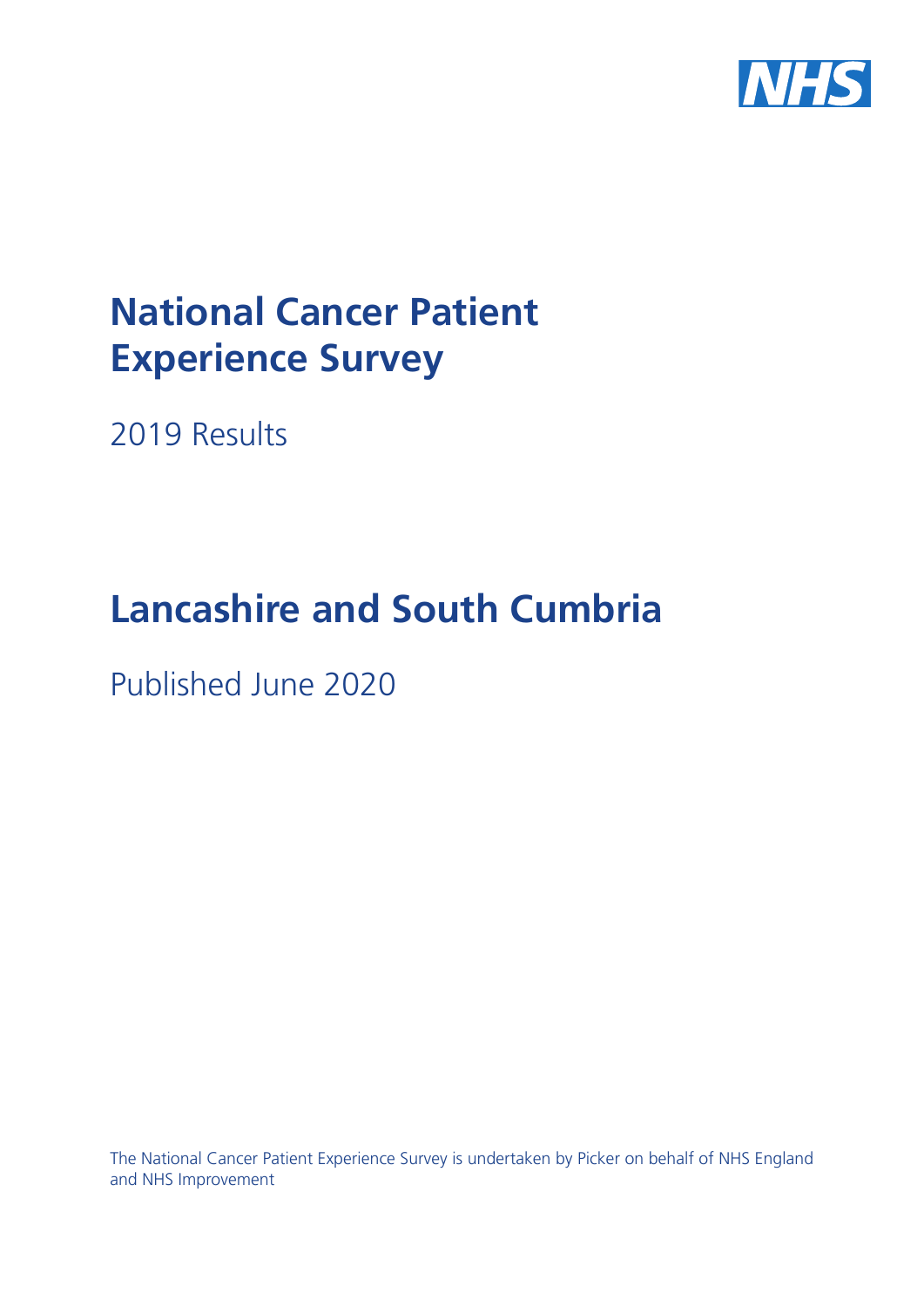# National Cancer Patient Experience Survey

2019 Results

# Lancashire and South Cumbria

Published June 2020

The National Cancer Patient Experience Survey is undertaken by Picker on behalf of NHS England and NHS Improvement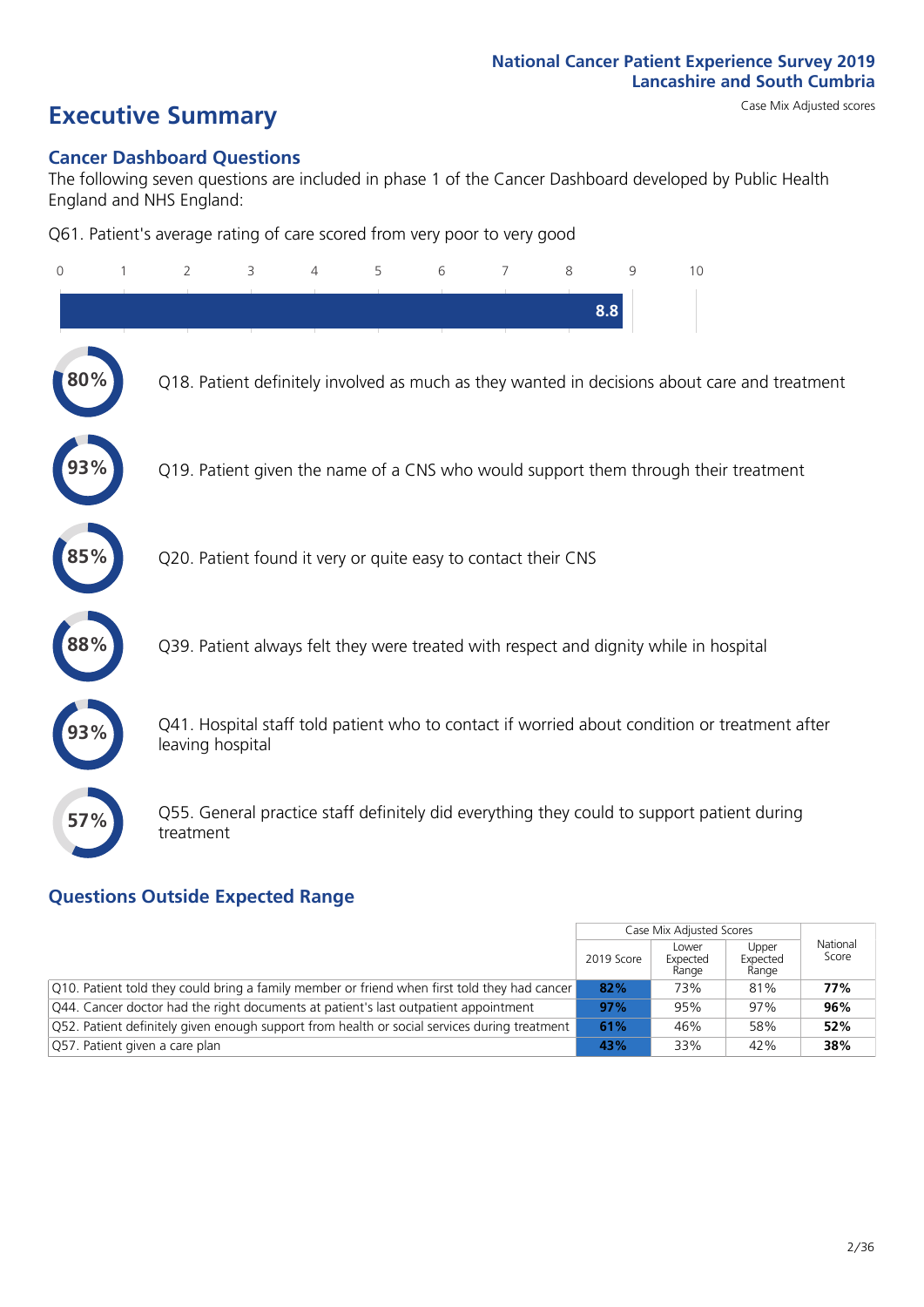National Cancer Patient Experience Survey 2019
Lancashire and South Cumbria

# Executive Summary

Case Mix Adjusted scores

## Cancer Dashboard Questions

The following seven questions are included in phase 1 of the Cancer Dashboard developed by Public Health England and NHS England:

Q61. Patient's average rating of care scored from very poor to very good

8.8

80% Q18. Patient definitely involved as much as they wanted in decisions about care and treatment

93% Q19. Patient given the name of a CNS who would support them through their treatment

85% Q20. Patient found it very or quite easy to contact their CNS

88% Q39. Patient always felt they were treated with respect and dignity while in hospital

93% Q41. Hospital staff told patient who to contact if worried about condition or treatment after leaving hospital

57% Q55. General practice staff definitely did everything they could to support patient during treatment

## Questions Outside Expected Range

| | Case Mix Adjusted Scores | | | National Score |
|---|---|---|---|---|
| | 2019 Score | Lower Expected Range | Upper Expected Range | |
| Q10. Patient told they could bring a family member or friend when first told they had cancer | **82%** | 73% | 81% | **77%** |
| Q44. Cancer doctor had the right documents at patient's last outpatient appointment | **97%** | 95% | 97% | **96%** |
| Q52. Patient definitely given enough support from health or social services during treatment | **61%** | 46% | 58% | **52%** |
| Q57. Patient given a care plan | **43%** | 33% | 42% | **38%** |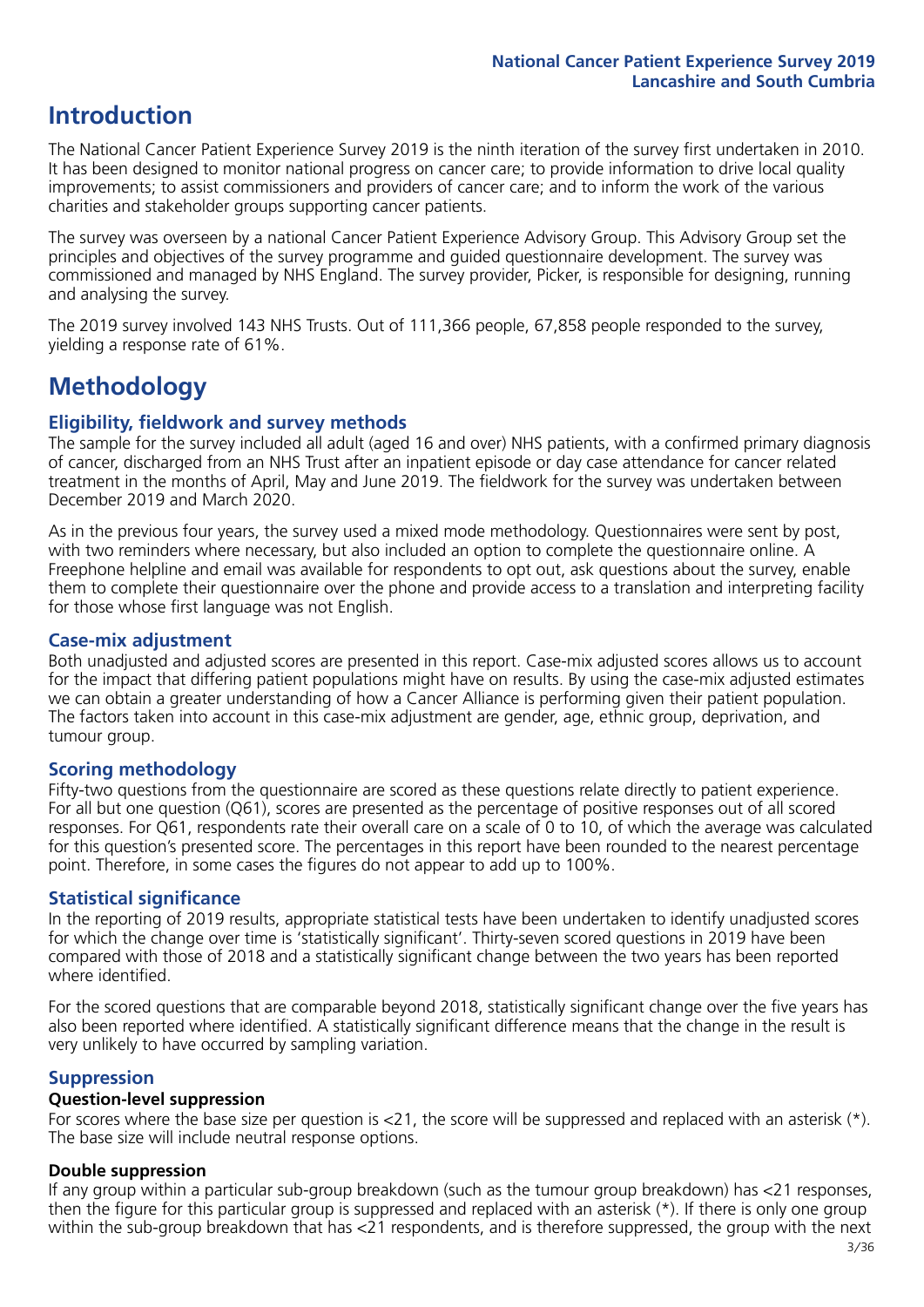# Introduction

The National Cancer Patient Experience Survey 2019 is the ninth iteration of the survey first undertaken in 2010. It has been designed to monitor national progress on cancer care; to provide information to drive local quality improvements; to assist commissioners and providers of cancer care; and to inform the work of the various charities and stakeholder groups supporting cancer patients.

The survey was overseen by a national Cancer Patient Experience Advisory Group. This Advisory Group set the principles and objectives of the survey programme and guided questionnaire development. The survey was commissioned and managed by NHS England. The survey provider, Picker, is responsible for designing, running and analysing the survey.

The 2019 survey involved 143 NHS Trusts. Out of 111,366 people, 67,858 people responded to the survey, yielding a response rate of 61%.

# Methodology

## Eligibility, fieldwork and survey methods

The sample for the survey included all adult (aged 16 and over) NHS patients, with a confirmed primary diagnosis of cancer, discharged from an NHS Trust after an inpatient episode or day case attendance for cancer related treatment in the months of April, May and June 2019. The fieldwork for the survey was undertaken between December 2019 and March 2020.

As in the previous four years, the survey used a mixed mode methodology. Questionnaires were sent by post, with two reminders where necessary, but also included an option to complete the questionnaire online. A Freephone helpline and email was available for respondents to opt out, ask questions about the survey, enable them to complete their questionnaire over the phone and provide access to a translation and interpreting facility for those whose first language was not English.

## Case-mix adjustment

Both unadjusted and adjusted scores are presented in this report. Case-mix adjusted scores allows us to account for the impact that differing patient populations might have on results. By using the case-mix adjusted estimates we can obtain a greater understanding of how a Cancer Alliance is performing given their patient population. The factors taken into account in this case-mix adjustment are gender, age, ethnic group, deprivation, and tumour group.

## Scoring methodology

Fifty-two questions from the questionnaire are scored as these questions relate directly to patient experience. For all but one question (Q61), scores are presented as the percentage of positive responses out of all scored responses. For Q61, respondents rate their overall care on a scale of 0 to 10, of which the average was calculated for this question's presented score. The percentages in this report have been rounded to the nearest percentage point. Therefore, in some cases the figures do not appear to add up to 100%.

## Statistical significance

In the reporting of 2019 results, appropriate statistical tests have been undertaken to identify unadjusted scores for which the change over time is 'statistically significant'. Thirty-seven scored questions in 2019 have been compared with those of 2018 and a statistically significant change between the two years has been reported where identified.

For the scored questions that are comparable beyond 2018, statistically significant change over the five years has also been reported where identified. A statistically significant difference means that the change in the result is very unlikely to have occurred by sampling variation.

## Suppression

### Question-level suppression

For scores where the base size per question is <21, the score will be suppressed and replaced with an asterisk (*). The base size will include neutral response options.

### Double suppression

If any group within a particular sub-group breakdown (such as the tumour group breakdown) has <21 responses, then the figure for this particular group is suppressed and replaced with an asterisk (*). If there is only one group within the sub-group breakdown that has <21 respondents, and is therefore suppressed, the group with the next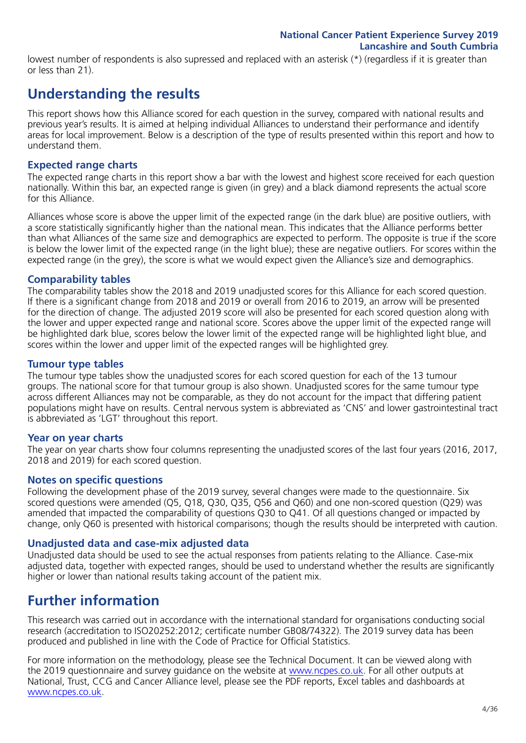lowest number of respondents is also supressed and replaced with an asterisk (*) (regardless if it is greater than or less than 21).

# Understanding the results

This report shows how this Alliance scored for each question in the survey, compared with national results and previous year's results. It is aimed at helping individual Alliances to understand their performance and identify areas for local improvement. Below is a description of the type of results presented within this report and how to understand them.

### Expected range charts

The expected range charts in this report show a bar with the lowest and highest score received for each question nationally. Within this bar, an expected range is given (in grey) and a black diamond represents the actual score for this Alliance.

Alliances whose score is above the upper limit of the expected range (in the dark blue) are positive outliers, with a score statistically significantly higher than the national mean. This indicates that the Alliance performs better than what Alliances of the same size and demographics are expected to perform. The opposite is true if the score is below the lower limit of the expected range (in the light blue); these are negative outliers. For scores within the expected range (in the grey), the score is what we would expect given the Alliance's size and demographics.

### Comparability tables

The comparability tables show the 2018 and 2019 unadjusted scores for this Alliance for each scored question. If there is a significant change from 2018 and 2019 or overall from 2016 to 2019, an arrow will be presented for the direction of change. The adjusted 2019 score will also be presented for each scored question along with the lower and upper expected range and national score. Scores above the upper limit of the expected range will be highlighted dark blue, scores below the lower limit of the expected range will be highlighted light blue, and scores within the lower and upper limit of the expected ranges will be highlighted grey.

### Tumour type tables

The tumour type tables show the unadjusted scores for each scored question for each of the 13 tumour groups. The national score for that tumour group is also shown. Unadjusted scores for the same tumour type across different Alliances may not be comparable, as they do not account for the impact that differing patient populations might have on results. Central nervous system is abbreviated as 'CNS' and lower gastrointestinal tract is abbreviated as 'LGT' throughout this report.

### Year on year charts

The year on year charts show four columns representing the unadjusted scores of the last four years (2016, 2017, 2018 and 2019) for each scored question.

### Notes on specific questions

Following the development phase of the 2019 survey, several changes were made to the questionnaire. Six scored questions were amended (Q5, Q18, Q30, Q35, Q56 and Q60) and one non-scored question (Q29) was amended that impacted the comparability of questions Q30 to Q41. Of all questions changed or impacted by change, only Q60 is presented with historical comparisons; though the results should be interpreted with caution.

### Unadjusted data and case-mix adjusted data

Unadjusted data should be used to see the actual responses from patients relating to the Alliance. Case-mix adjusted data, together with expected ranges, should be used to understand whether the results are significantly higher or lower than national results taking account of the patient mix.

# Further information

This research was carried out in accordance with the international standard for organisations conducting social research (accreditation to ISO20252:2012; certificate number GB08/74322). The 2019 survey data has been produced and published in line with the Code of Practice for Official Statistics.

For more information on the methodology, please see the Technical Document. It can be viewed along with the 2019 questionnaire and survey guidance on the website at www.ncpes.co.uk. For all other outputs at National, Trust, CCG and Cancer Alliance level, please see the PDF reports, Excel tables and dashboards at www.ncpes.co.uk.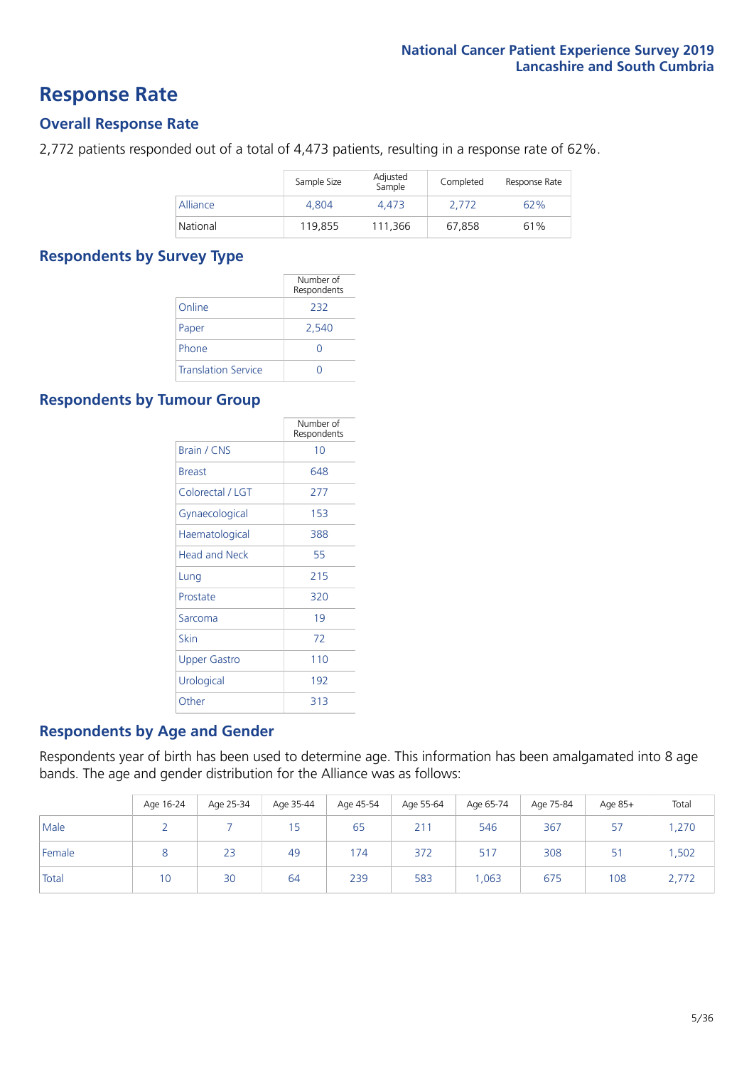# Response Rate

## Overall Response Rate

2,772 patients responded out of a total of 4,473 patients, resulting in a response rate of 62%.

| | Sample Size | Adjusted Sample | Completed | Response Rate |
|---|---|---|---|---|
| Alliance | 4,804 | 4,473 | 2,772 | 62% |
| National | 119,855 | 111,366 | 67,858 | 61% |

## Respondents by Survey Type

| | Number of Respondents |
|---|---|
| Online | 232 |
| Paper | 2,540 |
| Phone | 0 |
| Translation Service | 0 |

## Respondents by Tumour Group

| | Number of Respondents |
|---|---|
| Brain / CNS | 10 |
| Breast | 648 |
| Colorectal / LGT | 277 |
| Gynaecological | 153 |
| Haematological | 388 |
| Head and Neck | 55 |
| Lung | 215 |
| Prostate | 320 |
| Sarcoma | 19 |
| Skin | 72 |
| Upper Gastro | 110 |
| Urological | 192 |
| Other | 313 |

## Respondents by Age and Gender

Respondents year of birth has been used to determine age. This information has been amalgamated into 8 age bands. The age and gender distribution for the Alliance was as follows:

| | Age 16-24 | Age 25-34 | Age 35-44 | Age 45-54 | Age 55-64 | Age 65-74 | Age 75-84 | Age 85+ | Total |
|---|---|---|---|---|---|---|---|---|---|
| Male | 2 | 7 | 15 | 65 | 211 | 546 | 367 | 57 | 1,270 |
| Female | 8 | 23 | 49 | 174 | 372 | 517 | 308 | 51 | 1,502 |
| Total | 10 | 30 | 64 | 239 | 583 | 1,063 | 675 | 108 | 2,772 |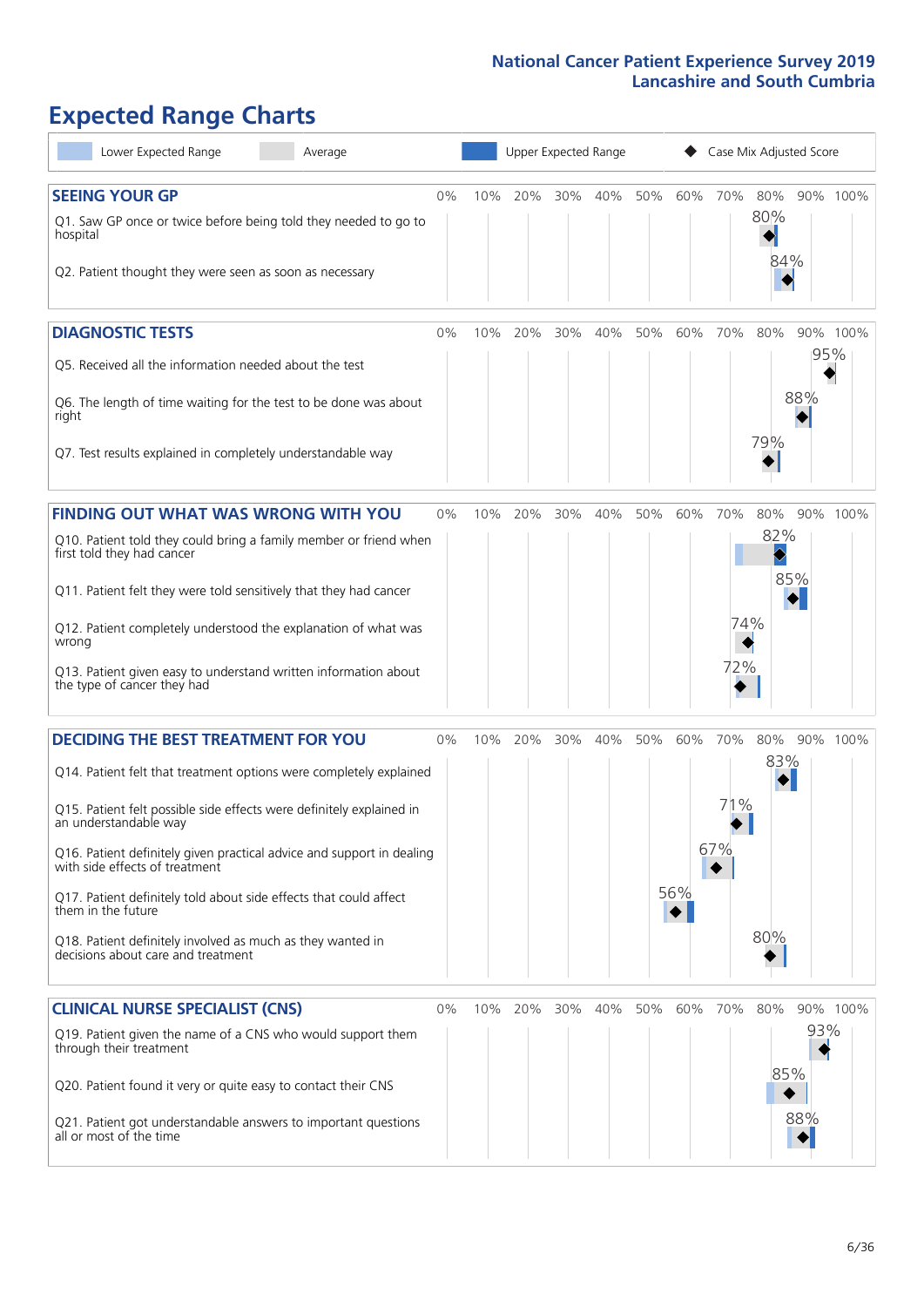# Expected Range Charts

Lower Expected Range | Average | Upper Expected Range | Case Mix Adjusted Score

## SEEING YOUR GP

| Question | Case Mix Adjusted Score |
|---|---|
| Q1. Saw GP once or twice before being told they needed to go to hospital | 80% |
| Q2. Patient thought they were seen as soon as necessary | 84% |

## DIAGNOSTIC TESTS

| Question | Case Mix Adjusted Score |
|---|---|
| Q5. Received all the information needed about the test | 95% |
| Q6. The length of time waiting for the test to be done was about right | 88% |
| Q7. Test results explained in completely understandable way | 79% |

## FINDING OUT WHAT WAS WRONG WITH YOU

| Question | Case Mix Adjusted Score |
|---|---|
| Q10. Patient told they could bring a family member or friend when first told they had cancer | 82% |
| Q11. Patient felt they were told sensitively that they had cancer | 85% |
| Q12. Patient completely understood the explanation of what was wrong | 74% |
| Q13. Patient given easy to understand written information about the type of cancer they had | 72% |

## DECIDING THE BEST TREATMENT FOR YOU

| Question | Case Mix Adjusted Score |
|---|---|
| Q14. Patient felt that treatment options were completely explained | 83% |
| Q15. Patient felt possible side effects were definitely explained in an understandable way | 71% |
| Q16. Patient definitely given practical advice and support in dealing with side effects of treatment | 67% |
| Q17. Patient definitely told about side effects that could affect them in the future | 56% |
| Q18. Patient definitely involved as much as they wanted in decisions about care and treatment | 80% |

## CLINICAL NURSE SPECIALIST (CNS)

| Question | Case Mix Adjusted Score |
|---|---|
| Q19. Patient given the name of a CNS who would support them through their treatment | 93% |
| Q20. Patient found it very or quite easy to contact their CNS | 85% |
| Q21. Patient got understandable answers to important questions all or most of the time | 88% |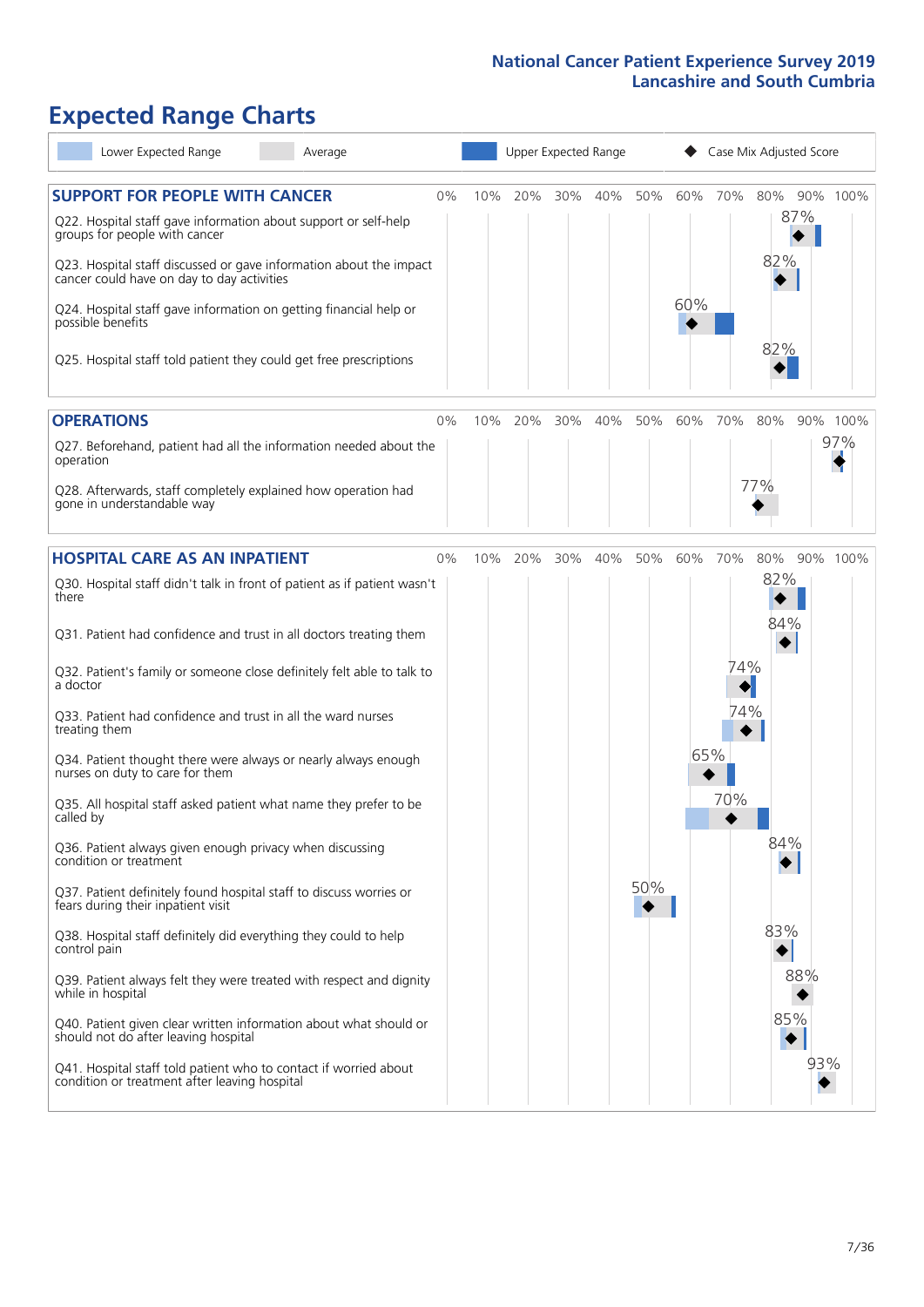# Expected Range Charts

Lower Expected Range | Average | Upper Expected Range | ◆ Case Mix Adjusted Score

## SUPPORT FOR PEOPLE WITH CANCER

| Question | Case Mix Adjusted Score |
|---|---|
| Q22. Hospital staff gave information about support or self-help groups for people with cancer | 87% |
| Q23. Hospital staff discussed or gave information about the impact cancer could have on day to day activities | 82% |
| Q24. Hospital staff gave information on getting financial help or possible benefits | 60% |
| Q25. Hospital staff told patient they could get free prescriptions | 82% |

## OPERATIONS

| Question | Case Mix Adjusted Score |
|---|---|
| Q27. Beforehand, patient had all the information needed about the operation | 97% |
| Q28. Afterwards, staff completely explained how operation had gone in understandable way | 77% |

## HOSPITAL CARE AS AN INPATIENT

| Question | Case Mix Adjusted Score |
|---|---|
| Q30. Hospital staff didn't talk in front of patient as if patient wasn't there | 82% |
| Q31. Patient had confidence and trust in all doctors treating them | 84% |
| Q32. Patient's family or someone close definitely felt able to talk to a doctor | 74% |
| Q33. Patient had confidence and trust in all the ward nurses treating them | 74% |
| Q34. Patient thought there were always or nearly always enough nurses on duty to care for them | 65% |
| Q35. All hospital staff asked patient what name they prefer to be called by | 70% |
| Q36. Patient always given enough privacy when discussing condition or treatment | 84% |
| Q37. Patient definitely found hospital staff to discuss worries or fears during their inpatient visit | 50% |
| Q38. Hospital staff definitely did everything they could to help control pain | 83% |
| Q39. Patient always felt they were treated with respect and dignity while in hospital | 88% |
| Q40. Patient given clear written information about what should or should not do after leaving hospital | 85% |
| Q41. Hospital staff told patient who to contact if worried about condition or treatment after leaving hospital | 93% |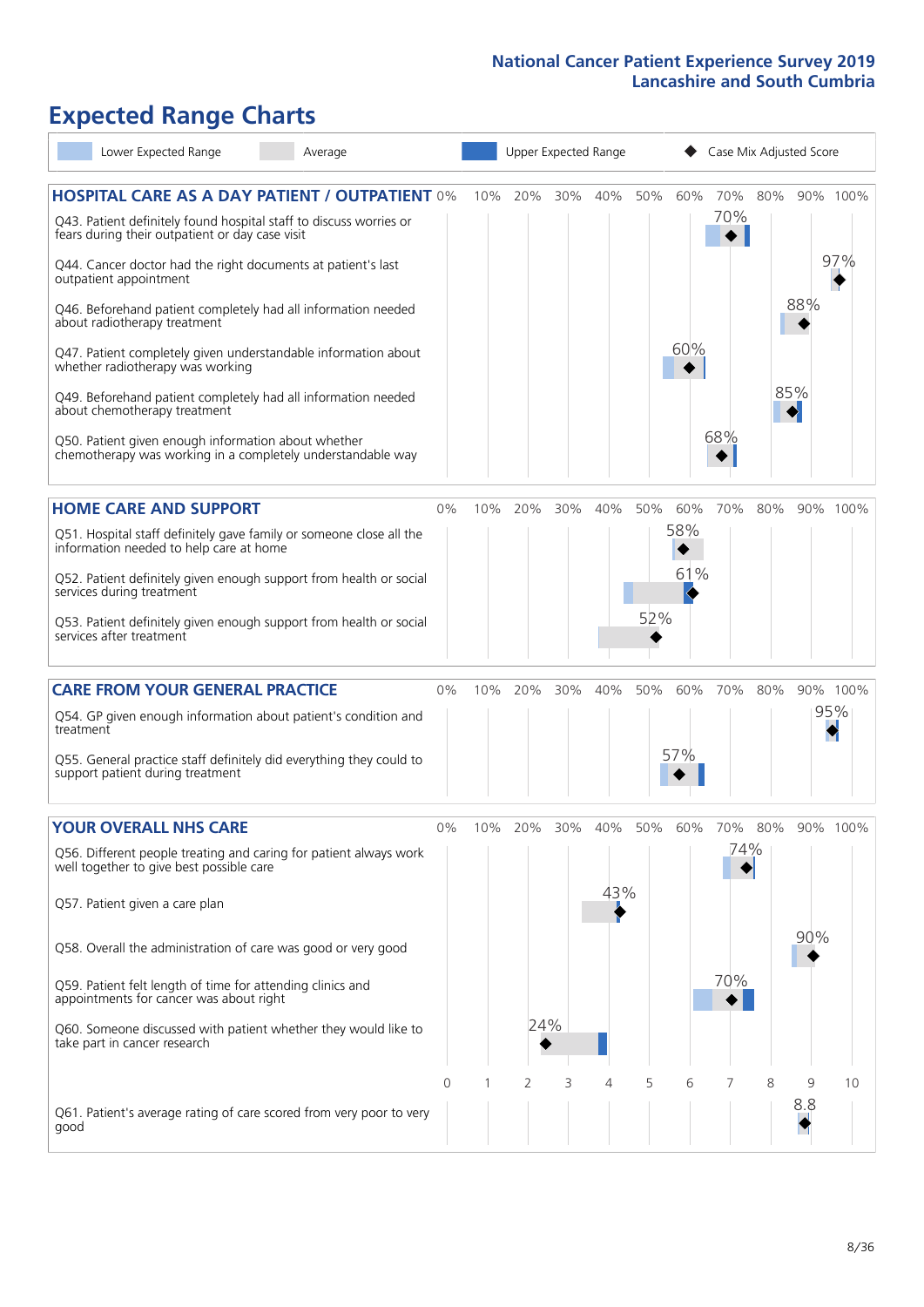# Expected Range Charts

Legend: Lower Expected Range | Average | Upper Expected Range | Case Mix Adjusted Score

## HOSPITAL CARE AS A DAY PATIENT / OUTPATIENT

| Question | Case Mix Adjusted Score |
|---|---|
| Q43. Patient definitely found hospital staff to discuss worries or fears during their outpatient or day case visit | 70% |
| Q44. Cancer doctor had the right documents at patient's last outpatient appointment | 97% |
| Q46. Beforehand patient completely had all information needed about radiotherapy treatment | 88% |
| Q47. Patient completely given understandable information about whether radiotherapy was working | 60% |
| Q49. Beforehand patient completely had all information needed about chemotherapy treatment | 85% |
| Q50. Patient given enough information about whether chemotherapy was working in a completely understandable way | 68% |

## HOME CARE AND SUPPORT

| Question | Case Mix Adjusted Score |
|---|---|
| Q51. Hospital staff definitely gave family or someone close all the information needed to help care at home | 58% |
| Q52. Patient definitely given enough support from health or social services during treatment | 61% |
| Q53. Patient definitely given enough support from health or social services after treatment | 52% |

## CARE FROM YOUR GENERAL PRACTICE

| Question | Case Mix Adjusted Score |
|---|---|
| Q54. GP given enough information about patient's condition and treatment | 95% |
| Q55. General practice staff definitely did everything they could to support patient during treatment | 57% |

## YOUR OVERALL NHS CARE

| Question | Case Mix Adjusted Score |
|---|---|
| Q56. Different people treating and caring for patient always work well together to give best possible care | 74% |
| Q57. Patient given a care plan | 43% |
| Q58. Overall the administration of care was good or very good | 90% |
| Q59. Patient felt length of time for attending clinics and appointments for cancer was about right | 70% |
| Q60. Someone discussed with patient whether they would like to take part in cancer research | 24% |
| Q61. Patient's average rating of care scored from very poor to very good | 8.8 |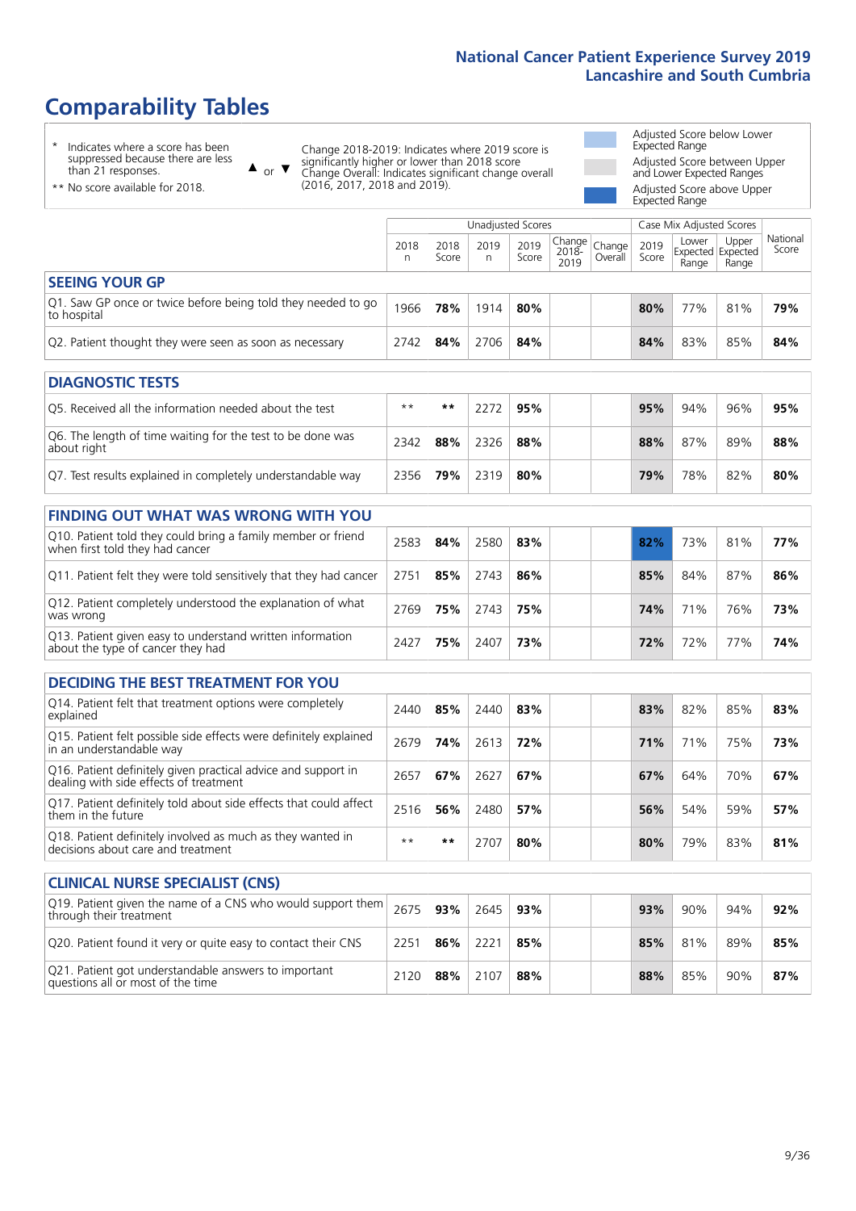# Comparability Tables

\* Indicates where a score has been suppressed because there are less than 21 responses.

\*\* No score available for 2018.

▲ or ▼ Change 2018-2019: Indicates where 2019 score is significantly higher or lower than 2018 score. Change Overall: Indicates significant change overall (2016, 2017, 2018 and 2019).

Adjusted Score below Lower Expected Range

Adjusted Score between Upper and Lower Expected Ranges

Adjusted Score above Upper Expected Range

| | Unadjusted Scores | | | | | | Case Mix Adjusted Scores | | | |
|---|---|---|---|---|---|---|---|---|---|---|
| | 2018 n | 2018 Score | 2019 n | 2019 Score | Change 2018-2019 | Change Overall | 2019 Score | Lower Expected Range | Upper Expected Range | National Score |
| **SEEING YOUR GP** | | | | | | | | | | |
| Q1. Saw GP once or twice before being told they needed to go to hospital | 1966 | **78%** | 1914 | **80%** | | | **80%** | 77% | 81% | **79%** |
| Q2. Patient thought they were seen as soon as necessary | 2742 | **84%** | 2706 | **84%** | | | **84%** | 83% | 85% | **84%** |
| **DIAGNOSTIC TESTS** | | | | | | | | | | |
| Q5. Received all the information needed about the test | ** | ** | 2272 | **95%** | | | **95%** | 94% | 96% | **95%** |
| Q6. The length of time waiting for the test to be done was about right | 2342 | **88%** | 2326 | **88%** | | | **88%** | 87% | 89% | **88%** |
| Q7. Test results explained in completely understandable way | 2356 | **79%** | 2319 | **80%** | | | **79%** | 78% | 82% | **80%** |
| **FINDING OUT WHAT WAS WRONG WITH YOU** | | | | | | | | | | |
| Q10. Patient told they could bring a family member or friend when first told they had cancer | 2583 | **84%** | 2580 | **83%** | | | **82%** | 73% | 81% | **77%** |
| Q11. Patient felt they were told sensitively that they had cancer | 2751 | **85%** | 2743 | **86%** | | | **85%** | 84% | 87% | **86%** |
| Q12. Patient completely understood the explanation of what was wrong | 2769 | **75%** | 2743 | **75%** | | | **74%** | 71% | 76% | **73%** |
| Q13. Patient given easy to understand written information about the type of cancer they had | 2427 | **75%** | 2407 | **73%** | | | **72%** | 72% | 77% | **74%** |
| **DECIDING THE BEST TREATMENT FOR YOU** | | | | | | | | | | |
| Q14. Patient felt that treatment options were completely explained | 2440 | **85%** | 2440 | **83%** | | | **83%** | 82% | 85% | **83%** |
| Q15. Patient felt possible side effects were definitely explained in an understandable way | 2679 | **74%** | 2613 | **72%** | | | **71%** | 71% | 75% | **73%** |
| Q16. Patient definitely given practical advice and support in dealing with side effects of treatment | 2657 | **67%** | 2627 | **67%** | | | **67%** | 64% | 70% | **67%** |
| Q17. Patient definitely told about side effects that could affect them in the future | 2516 | **56%** | 2480 | **57%** | | | **56%** | 54% | 59% | **57%** |
| Q18. Patient definitely involved as much as they wanted in decisions about care and treatment | ** | ** | 2707 | **80%** | | | **80%** | 79% | 83% | **81%** |
| **CLINICAL NURSE SPECIALIST (CNS)** | | | | | | | | | | |
| Q19. Patient given the name of a CNS who would support them through their treatment | 2675 | **93%** | 2645 | **93%** | | | **93%** | 90% | 94% | **92%** |
| Q20. Patient found it very or quite easy to contact their CNS | 2251 | **86%** | 2221 | **85%** | | | **85%** | 81% | 89% | **85%** |
| Q21. Patient got understandable answers to important questions all or most of the time | 2120 | **88%** | 2107 | **88%** | | | **88%** | 85% | 90% | **87%** |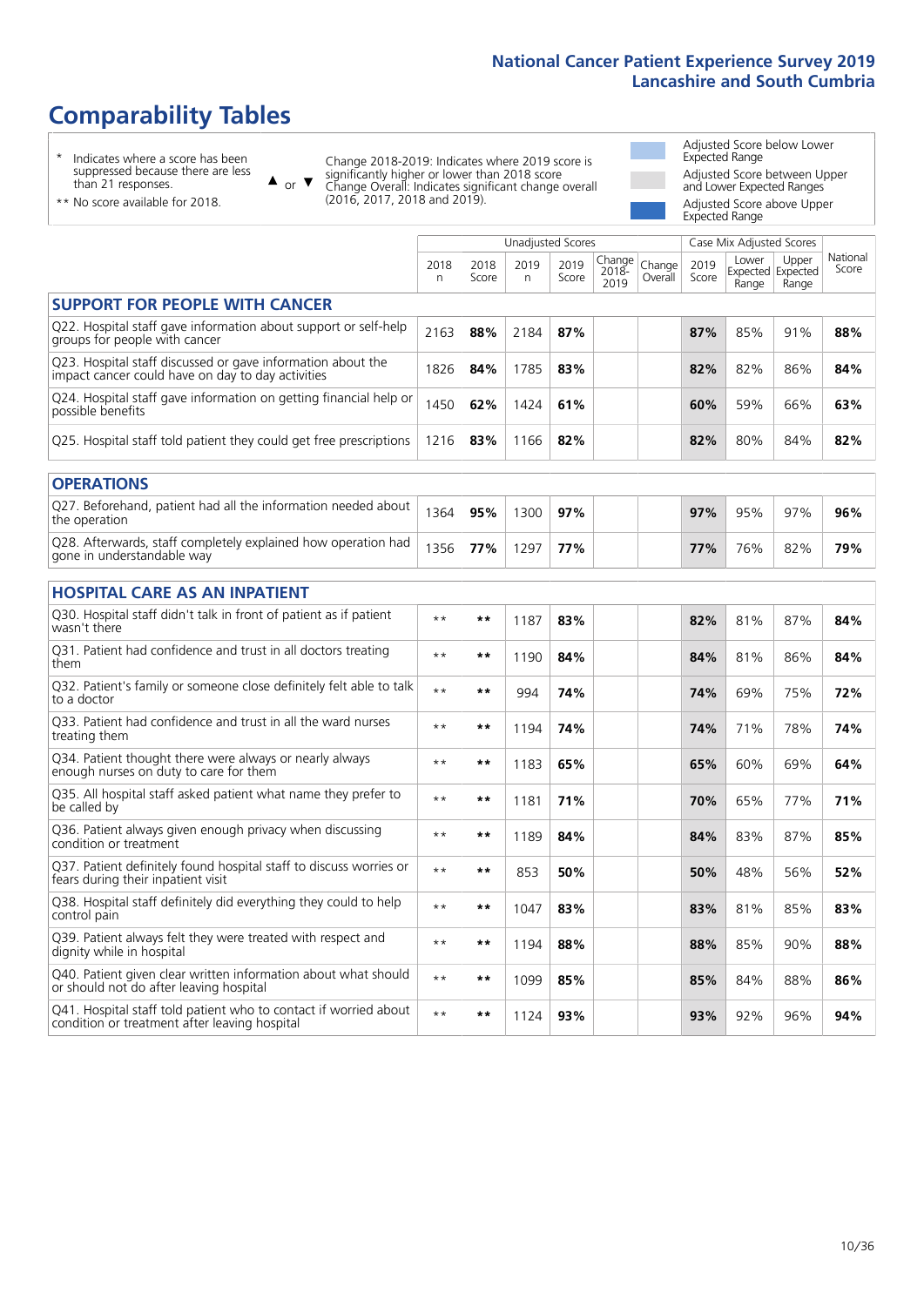# Comparability Tables

\* Indicates where a score has been suppressed because there are less than 21 responses.

\*\* No score available for 2018.

▲ or ▼ Change 2018-2019: Indicates where 2019 score is significantly higher or lower than 2018 score. Change Overall: Indicates significant change overall (2016, 2017, 2018 and 2019).

Adjusted Score below Lower Expected Range

Adjusted Score between Upper and Lower Expected Ranges

Adjusted Score above Upper Expected Range

| | Unadjusted Scores | | | | | | Case Mix Adjusted Scores | | | |
|---|---|---|---|---|---|---|---|---|---|---|
| | 2018 n | 2018 Score | 2019 n | 2019 Score | Change 2018-2019 | Change Overall | 2019 Score | Lower Expected Range | Upper Expected Range | National Score |
| **SUPPORT FOR PEOPLE WITH CANCER** | | | | | | | | | | |
| Q22. Hospital staff gave information about support or self-help groups for people with cancer | 2163 | **88%** | 2184 | **87%** | | | **87%** | 85% | 91% | **88%** |
| Q23. Hospital staff discussed or gave information about the impact cancer could have on day to day activities | 1826 | **84%** | 1785 | **83%** | | | **82%** | 82% | 86% | **84%** |
| Q24. Hospital staff gave information on getting financial help or possible benefits | 1450 | **62%** | 1424 | **61%** | | | **60%** | 59% | 66% | **63%** |
| Q25. Hospital staff told patient they could get free prescriptions | 1216 | **83%** | 1166 | **82%** | | | **82%** | 80% | 84% | **82%** |
| **OPERATIONS** | | | | | | | | | | |
| Q27. Beforehand, patient had all the information needed about the operation | 1364 | **95%** | 1300 | **97%** | | | **97%** | 95% | 97% | **96%** |
| Q28. Afterwards, staff completely explained how operation had gone in understandable way | 1356 | **77%** | 1297 | **77%** | | | **77%** | 76% | 82% | **79%** |
| **HOSPITAL CARE AS AN INPATIENT** | | | | | | | | | | |
| Q30. Hospital staff didn't talk in front of patient as if patient wasn't there | ** | ** | 1187 | **83%** | | | **82%** | 81% | 87% | **84%** |
| Q31. Patient had confidence and trust in all doctors treating them | ** | ** | 1190 | **84%** | | | **84%** | 81% | 86% | **84%** |
| Q32. Patient's family or someone close definitely felt able to talk to a doctor | ** | ** | 994 | **74%** | | | **74%** | 69% | 75% | **72%** |
| Q33. Patient had confidence and trust in all the ward nurses treating them | ** | ** | 1194 | **74%** | | | **74%** | 71% | 78% | **74%** |
| Q34. Patient thought there were always or nearly always enough nurses on duty to care for them | ** | ** | 1183 | **65%** | | | **65%** | 60% | 69% | **64%** |
| Q35. All hospital staff asked patient what name they prefer to be called by | ** | ** | 1181 | **71%** | | | **70%** | 65% | 77% | **71%** |
| Q36. Patient always given enough privacy when discussing condition or treatment | ** | ** | 1189 | **84%** | | | **84%** | 83% | 87% | **85%** |
| Q37. Patient definitely found hospital staff to discuss worries or fears during their inpatient visit | ** | ** | 853 | **50%** | | | **50%** | 48% | 56% | **52%** |
| Q38. Hospital staff definitely did everything they could to help control pain | ** | ** | 1047 | **83%** | | | **83%** | 81% | 85% | **83%** |
| Q39. Patient always felt they were treated with respect and dignity while in hospital | ** | ** | 1194 | **88%** | | | **88%** | 85% | 90% | **88%** |
| Q40. Patient given clear written information about what should or should not do after leaving hospital | ** | ** | 1099 | **85%** | | | **85%** | 84% | 88% | **86%** |
| Q41. Hospital staff told patient who to contact if worried about condition or treatment after leaving hospital | ** | ** | 1124 | **93%** | | | **93%** | 92% | 96% | **94%** |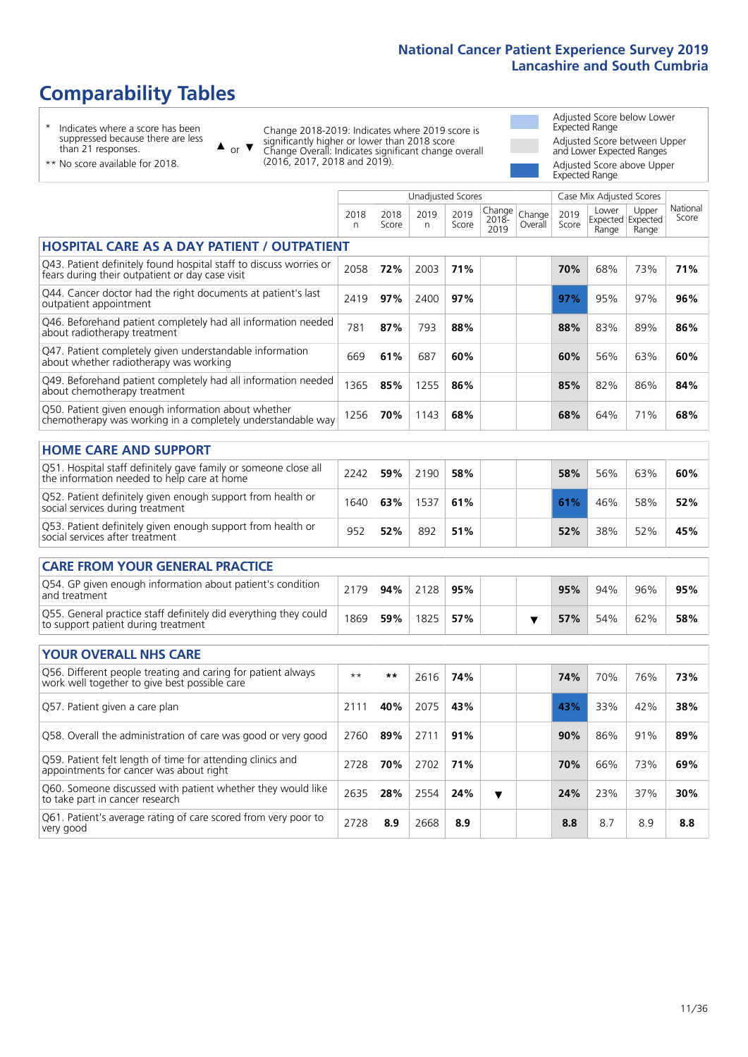# Comparability Tables

\* Indicates where a score has been suppressed because there are less than 21 responses.

\*\* No score available for 2018.

▲ or ▼ Change 2018-2019: Indicates where 2019 score is significantly higher or lower than 2018 score. Change Overall: Indicates significant change overall (2016, 2017, 2018 and 2019).

- Adjusted Score below Lower Expected Range
- Adjusted Score between Upper and Lower Expected Ranges
- Adjusted Score above Upper Expected Range

| | Unadjusted Scores | | | | | | Case Mix Adjusted Scores | | | |
|---|---|---|---|---|---|---|---|---|---|---|
| | 2018 n | 2018 Score | 2019 n | 2019 Score | Change 2018-2019 | Change Overall | 2019 Score | Lower Expected Range | Upper Expected Range | National Score |
| **HOSPITAL CARE AS A DAY PATIENT / OUTPATIENT** | | | | | | | | | | |
| Q43. Patient definitely found hospital staff to discuss worries or fears during their outpatient or day case visit | 2058 | **72%** | 2003 | **71%** | | | **70%** | 68% | 73% | **71%** |
| Q44. Cancer doctor had the right documents at patient's last outpatient appointment | 2419 | **97%** | 2400 | **97%** | | | **97%** | 95% | 97% | **96%** |
| Q46. Beforehand patient completely had all information needed about radiotherapy treatment | 781 | **87%** | 793 | **88%** | | | **88%** | 83% | 89% | **86%** |
| Q47. Patient completely given understandable information about whether radiotherapy was working | 669 | **61%** | 687 | **60%** | | | **60%** | 56% | 63% | **60%** |
| Q49. Beforehand patient completely had all information needed about chemotherapy treatment | 1365 | **85%** | 1255 | **86%** | | | **85%** | 82% | 86% | **84%** |
| Q50. Patient given enough information about whether chemotherapy was working in a completely understandable way | 1256 | **70%** | 1143 | **68%** | | | **68%** | 64% | 71% | **68%** |
| **HOME CARE AND SUPPORT** | | | | | | | | | | |
| Q51. Hospital staff definitely gave family or someone close all the information needed to help care at home | 2242 | **59%** | 2190 | **58%** | | | **58%** | 56% | 63% | **60%** |
| Q52. Patient definitely given enough support from health or social services during treatment | 1640 | **63%** | 1537 | **61%** | | | **61%** | 46% | 58% | **52%** |
| Q53. Patient definitely given enough support from health or social services after treatment | 952 | **52%** | 892 | **51%** | | | **52%** | 38% | 52% | **45%** |
| **CARE FROM YOUR GENERAL PRACTICE** | | | | | | | | | | |
| Q54. GP given enough information about patient's condition and treatment | 2179 | **94%** | 2128 | **95%** | | | **95%** | 94% | 96% | **95%** |
| Q55. General practice staff definitely did everything they could to support patient during treatment | 1869 | **59%** | 1825 | **57%** | | ▼ | **57%** | 54% | 62% | **58%** |
| **YOUR OVERALL NHS CARE** | | | | | | | | | | |
| Q56. Different people treating and caring for patient always work well together to give best possible care | \*\* | **\*\*** | 2616 | **74%** | | | **74%** | 70% | 76% | **73%** |
| Q57. Patient given a care plan | 2111 | **40%** | 2075 | **43%** | | | **43%** | 33% | 42% | **38%** |
| Q58. Overall the administration of care was good or very good | 2760 | **89%** | 2711 | **91%** | | | **90%** | 86% | 91% | **89%** |
| Q59. Patient felt length of time for attending clinics and appointments for cancer was about right | 2728 | **70%** | 2702 | **71%** | | | **70%** | 66% | 73% | **69%** |
| Q60. Someone discussed with patient whether they would like to take part in cancer research | 2635 | **28%** | 2554 | **24%** | ▼ | | **24%** | 23% | 37% | **30%** |
| Q61. Patient's average rating of care scored from very poor to very good | 2728 | **8.9** | 2668 | **8.9** | | | **8.8** | 8.7 | 8.9 | **8.8** |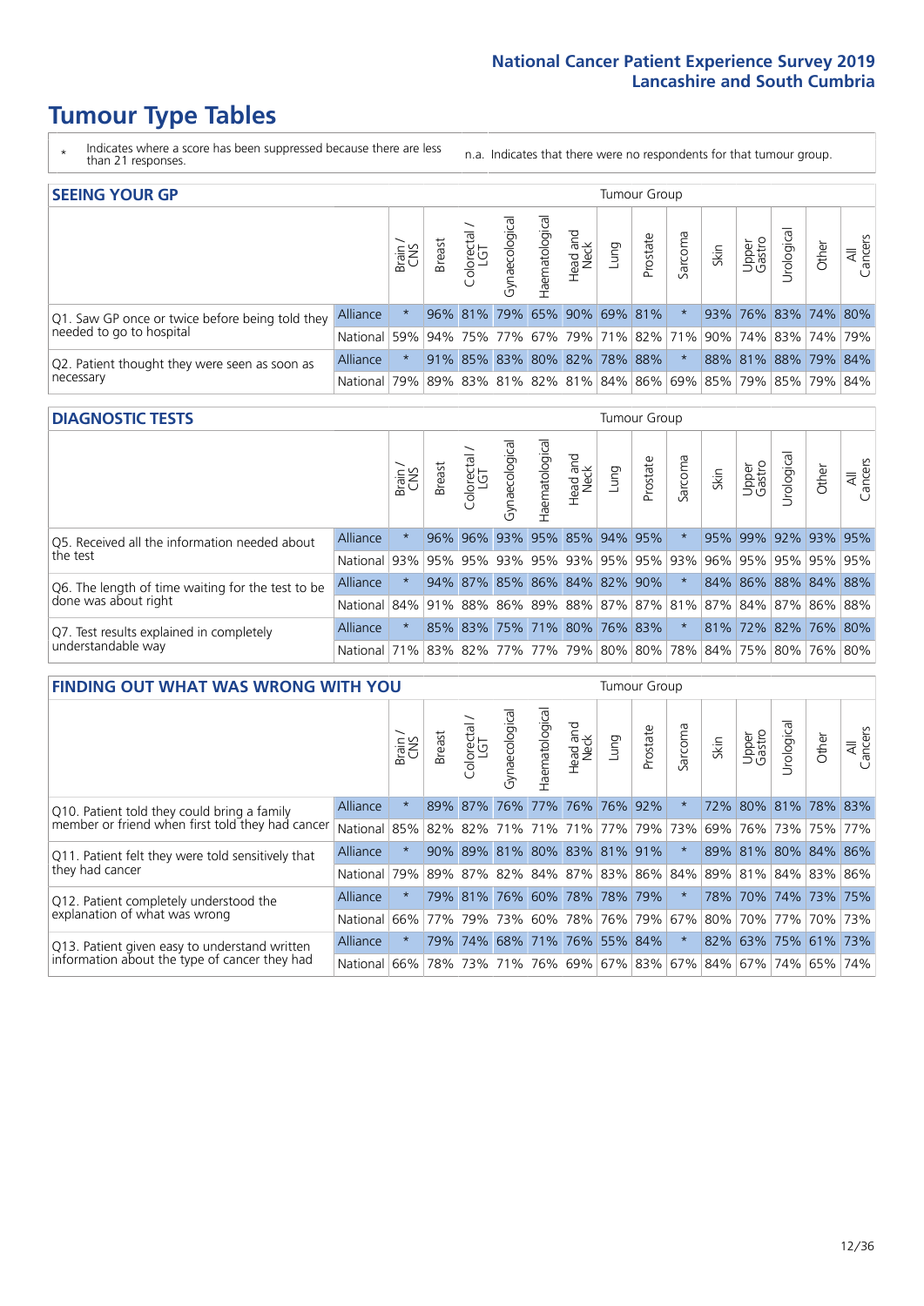# Tumour Type Tables

\* Indicates where a score has been suppressed because there are less than 21 responses.

n.a. Indicates that there were no respondents for that tumour group.

## SEEING YOUR GP

| | | Brain / CNS | Breast | Colorectal / LGT | Gynaecological | Haematological | Head and Neck | Lung | Prostate | Sarcoma | Skin | Upper Gastro | Urological | Other | All Cancers |
|---|---|---|---|---|---|---|---|---|---|---|---|---|---|---|---|
| Q1. Saw GP once or twice before being told they needed to go to hospital | Alliance | * | 96% | 81% | 79% | 65% | 90% | 69% | 81% | * | 93% | 76% | 83% | 74% | 80% |
| | National | 59% | 94% | 75% | 77% | 67% | 79% | 71% | 82% | 71% | 90% | 74% | 83% | 74% | 79% |
| Q2. Patient thought they were seen as soon as necessary | Alliance | * | 91% | 85% | 83% | 80% | 82% | 78% | 88% | * | 88% | 81% | 88% | 79% | 84% |
| | National | 79% | 89% | 83% | 81% | 82% | 81% | 84% | 86% | 69% | 85% | 79% | 85% | 79% | 84% |

## DIAGNOSTIC TESTS

| | | Brain / CNS | Breast | Colorectal / LGT | Gynaecological | Haematological | Head and Neck | Lung | Prostate | Sarcoma | Skin | Upper Gastro | Urological | Other | All Cancers |
|---|---|---|---|---|---|---|---|---|---|---|---|---|---|---|---|
| Q5. Received all the information needed about the test | Alliance | * | 96% | 96% | 93% | 95% | 85% | 94% | 95% | * | 95% | 99% | 92% | 93% | 95% |
| | National | 93% | 95% | 95% | 93% | 95% | 93% | 95% | 95% | 93% | 96% | 95% | 95% | 95% | 95% |
| Q6. The length of time waiting for the test to be done was about right | Alliance | * | 94% | 87% | 85% | 86% | 84% | 82% | 90% | * | 84% | 86% | 88% | 84% | 88% |
| | National | 84% | 91% | 88% | 86% | 89% | 88% | 87% | 87% | 81% | 87% | 84% | 87% | 86% | 88% |
| Q7. Test results explained in completely understandable way | Alliance | * | 85% | 83% | 75% | 71% | 80% | 76% | 83% | * | 81% | 72% | 82% | 76% | 80% |
| | National | 71% | 83% | 82% | 77% | 77% | 79% | 80% | 80% | 78% | 84% | 75% | 80% | 76% | 80% |

## FINDING OUT WHAT WAS WRONG WITH YOU

| | | Brain / CNS | Breast | Colorectal / LGT | Gynaecological | Haematological | Head and Neck | Lung | Prostate | Sarcoma | Skin | Upper Gastro | Urological | Other | All Cancers |
|---|---|---|---|---|---|---|---|---|---|---|---|---|---|---|---|
| Q10. Patient told they could bring a family member or friend when first told they had cancer | Alliance | * | 89% | 87% | 76% | 77% | 76% | 76% | 92% | * | 72% | 80% | 81% | 78% | 83% |
| | National | 85% | 82% | 82% | 71% | 71% | 71% | 77% | 79% | 73% | 69% | 76% | 73% | 75% | 77% |
| Q11. Patient felt they were told sensitively that they had cancer | Alliance | * | 90% | 89% | 81% | 80% | 83% | 81% | 91% | * | 89% | 81% | 80% | 84% | 86% |
| | National | 79% | 89% | 87% | 82% | 84% | 87% | 83% | 86% | 84% | 89% | 81% | 84% | 83% | 86% |
| Q12. Patient completely understood the explanation of what was wrong | Alliance | * | 79% | 81% | 76% | 60% | 78% | 78% | 79% | * | 78% | 70% | 74% | 73% | 75% |
| | National | 66% | 77% | 79% | 73% | 60% | 78% | 76% | 79% | 67% | 80% | 70% | 77% | 70% | 73% |
| Q13. Patient given easy to understand written information about the type of cancer they had | Alliance | * | 79% | 74% | 68% | 71% | 76% | 55% | 84% | * | 82% | 63% | 75% | 61% | 73% |
| | National | 66% | 78% | 73% | 71% | 76% | 69% | 67% | 83% | 67% | 84% | 67% | 74% | 65% | 74% |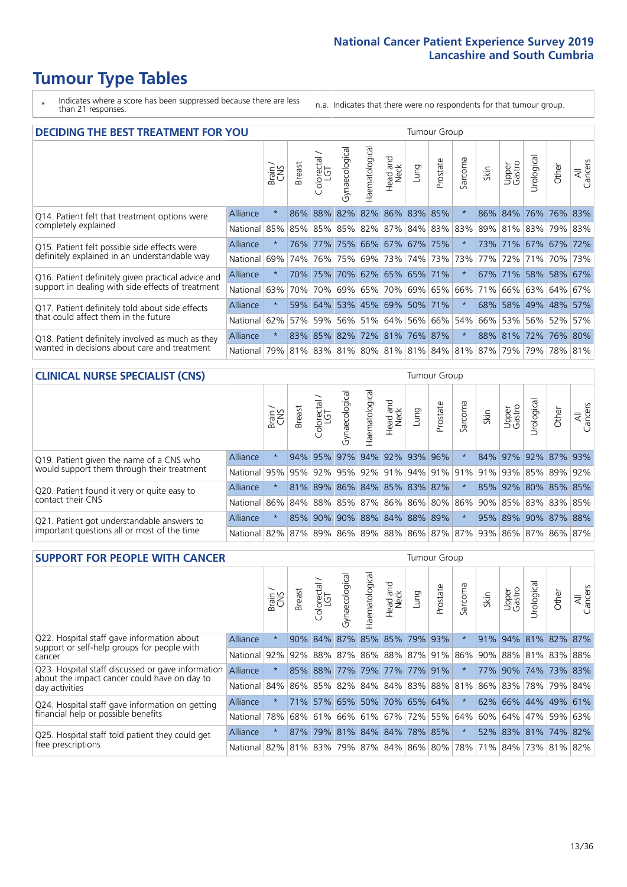# Tumour Type Tables

\* Indicates where a score has been suppressed because there are less than 21 responses.

n.a. Indicates that there were no respondents for that tumour group.

## DECIDING THE BEST TREATMENT FOR YOU

| | | Brain / CNS | Breast | Colorectal / LGT | Gynaecological | Haematological | Head and Neck | Lung | Prostate | Sarcoma | Skin | Upper Gastro | Urological | Other | All Cancers |
|---|---|---|---|---|---|---|---|---|---|---|---|---|---|---|---|
| Q14. Patient felt that treatment options were completely explained | Alliance | * | 86% | 88% | 82% | 82% | 86% | 83% | 85% | * | 86% | 84% | 76% | 76% | 83% |
| | National | 85% | 85% | 85% | 85% | 82% | 87% | 84% | 83% | 83% | 89% | 81% | 83% | 79% | 83% |
| Q15. Patient felt possible side effects were definitely explained in an understandable way | Alliance | * | 76% | 77% | 75% | 66% | 67% | 67% | 75% | * | 73% | 71% | 67% | 67% | 72% |
| | National | 69% | 74% | 76% | 75% | 69% | 73% | 74% | 73% | 73% | 77% | 72% | 71% | 70% | 73% |
| Q16. Patient definitely given practical advice and support in dealing with side effects of treatment | Alliance | * | 70% | 75% | 70% | 62% | 65% | 65% | 71% | * | 67% | 71% | 58% | 58% | 67% |
| | National | 63% | 70% | 70% | 69% | 65% | 70% | 69% | 65% | 66% | 71% | 66% | 63% | 64% | 67% |
| Q17. Patient definitely told about side effects that could affect them in the future | Alliance | * | 59% | 64% | 53% | 45% | 69% | 50% | 71% | * | 68% | 58% | 49% | 48% | 57% |
| | National | 62% | 57% | 59% | 56% | 51% | 64% | 56% | 66% | 54% | 66% | 53% | 56% | 52% | 57% |
| Q18. Patient definitely involved as much as they wanted in decisions about care and treatment | Alliance | * | 83% | 85% | 82% | 72% | 81% | 76% | 87% | * | 88% | 81% | 72% | 76% | 80% |
| | National | 79% | 81% | 83% | 81% | 80% | 81% | 81% | 84% | 81% | 87% | 79% | 79% | 78% | 81% |

## CLINICAL NURSE SPECIALIST (CNS)

| | | Brain / CNS | Breast | Colorectal / LGT | Gynaecological | Haematological | Head and Neck | Lung | Prostate | Sarcoma | Skin | Upper Gastro | Urological | Other | All Cancers |
|---|---|---|---|---|---|---|---|---|---|---|---|---|---|---|---|
| Q19. Patient given the name of a CNS who would support them through their treatment | Alliance | * | 94% | 95% | 97% | 94% | 92% | 93% | 96% | * | 84% | 97% | 92% | 87% | 93% |
| | National | 95% | 95% | 92% | 95% | 92% | 91% | 94% | 91% | 91% | 91% | 93% | 85% | 89% | 92% |
| Q20. Patient found it very or quite easy to contact their CNS | Alliance | * | 81% | 89% | 86% | 84% | 85% | 83% | 87% | * | 85% | 92% | 80% | 85% | 85% |
| | National | 86% | 84% | 88% | 85% | 87% | 86% | 86% | 80% | 86% | 90% | 85% | 83% | 83% | 85% |
| Q21. Patient got understandable answers to important questions all or most of the time | Alliance | * | 85% | 90% | 90% | 88% | 84% | 88% | 89% | * | 95% | 89% | 90% | 87% | 88% |
| | National | 82% | 87% | 89% | 86% | 89% | 88% | 86% | 87% | 87% | 93% | 86% | 87% | 86% | 87% |

## SUPPORT FOR PEOPLE WITH CANCER

| | | Brain / CNS | Breast | Colorectal / LGT | Gynaecological | Haematological | Head and Neck | Lung | Prostate | Sarcoma | Skin | Upper Gastro | Urological | Other | All Cancers |
|---|---|---|---|---|---|---|---|---|---|---|---|---|---|---|---|
| Q22. Hospital staff gave information about support or self-help groups for people with cancer | Alliance | * | 90% | 84% | 87% | 85% | 85% | 79% | 93% | * | 91% | 94% | 81% | 82% | 87% |
| | National | 92% | 92% | 88% | 87% | 86% | 88% | 87% | 91% | 86% | 90% | 88% | 81% | 83% | 88% |
| Q23. Hospital staff discussed or gave information about the impact cancer could have on day to day activities | Alliance | * | 85% | 88% | 77% | 79% | 77% | 77% | 91% | * | 77% | 90% | 74% | 73% | 83% |
| | National | 84% | 86% | 85% | 82% | 84% | 84% | 83% | 88% | 81% | 86% | 83% | 78% | 79% | 84% |
| Q24. Hospital staff gave information on getting financial help or possible benefits | Alliance | * | 71% | 57% | 65% | 50% | 70% | 65% | 64% | * | 62% | 66% | 44% | 49% | 61% |
| | National | 78% | 68% | 61% | 66% | 61% | 67% | 72% | 55% | 64% | 60% | 64% | 47% | 59% | 63% |
| Q25. Hospital staff told patient they could get free prescriptions | Alliance | * | 87% | 79% | 81% | 84% | 84% | 78% | 85% | * | 52% | 83% | 81% | 74% | 82% |
| | National | 82% | 81% | 83% | 79% | 87% | 84% | 86% | 80% | 78% | 71% | 84% | 73% | 81% | 82% |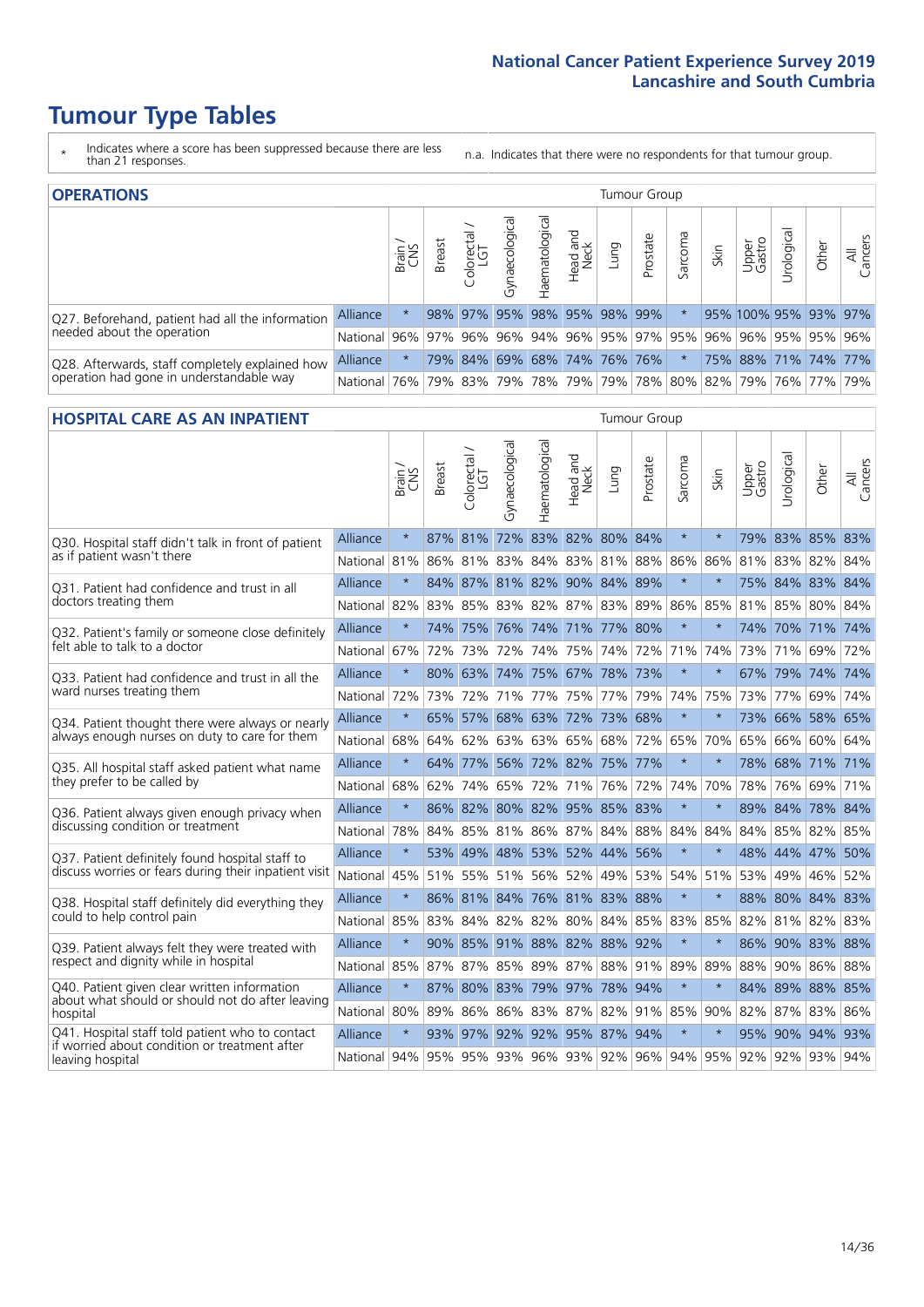# Tumour Type Tables

\* Indicates where a score has been suppressed because there are less than 21 responses.

n.a. Indicates that there were no respondents for that tumour group.

## OPERATIONS

| | | Brain / CNS | Breast | Colorectal / LGT | Gynaecological | Haematological | Head and Neck | Lung | Prostate | Sarcoma | Skin | Upper Gastro | Urological | Other | All Cancers |
|---|---|---|---|---|---|---|---|---|---|---|---|---|---|---|---|
| Q27. Beforehand, patient had all the information needed about the operation | Alliance | * | 98% | 97% | 95% | 98% | 95% | 98% | 99% | * | 95% | 100% | 95% | 93% | 97% |
| | National | 96% | 97% | 96% | 96% | 94% | 96% | 95% | 97% | 95% | 96% | 96% | 95% | 95% | 96% |
| Q28. Afterwards, staff completely explained how operation had gone in understandable way | Alliance | * | 79% | 84% | 69% | 68% | 74% | 76% | 76% | * | 75% | 88% | 71% | 74% | 77% |
| | National | 76% | 79% | 83% | 79% | 78% | 79% | 79% | 78% | 80% | 82% | 79% | 76% | 77% | 79% |

## HOSPITAL CARE AS AN INPATIENT

| | | Brain / CNS | Breast | Colorectal / LGT | Gynaecological | Haematological | Head and Neck | Lung | Prostate | Sarcoma | Skin | Upper Gastro | Urological | Other | All Cancers |
|---|---|---|---|---|---|---|---|---|---|---|---|---|---|---|---|
| Q30. Hospital staff didn't talk in front of patient as if patient wasn't there | Alliance | * | 87% | 81% | 72% | 83% | 82% | 80% | 84% | * | * | 79% | 83% | 85% | 83% |
| | National | 81% | 86% | 81% | 83% | 84% | 83% | 81% | 88% | 86% | 86% | 81% | 83% | 82% | 84% |
| Q31. Patient had confidence and trust in all doctors treating them | Alliance | * | 84% | 87% | 81% | 82% | 90% | 84% | 89% | * | * | 75% | 84% | 83% | 84% |
| | National | 82% | 83% | 85% | 83% | 82% | 87% | 83% | 89% | 86% | 85% | 81% | 85% | 80% | 84% |
| Q32. Patient's family or someone close definitely felt able to talk to a doctor | Alliance | * | 74% | 75% | 76% | 74% | 71% | 77% | 80% | * | * | 74% | 70% | 71% | 74% |
| | National | 67% | 72% | 73% | 72% | 74% | 75% | 74% | 72% | 71% | 74% | 73% | 71% | 69% | 72% |
| Q33. Patient had confidence and trust in all the ward nurses treating them | Alliance | * | 80% | 63% | 74% | 75% | 67% | 78% | 73% | * | * | 67% | 79% | 74% | 74% |
| | National | 72% | 73% | 72% | 71% | 77% | 75% | 77% | 79% | 74% | 75% | 73% | 77% | 69% | 74% |
| Q34. Patient thought there were always or nearly always enough nurses on duty to care for them | Alliance | * | 65% | 57% | 68% | 63% | 72% | 73% | 68% | * | * | 73% | 66% | 58% | 65% |
| | National | 68% | 64% | 62% | 63% | 63% | 65% | 68% | 72% | 65% | 70% | 65% | 66% | 60% | 64% |
| Q35. All hospital staff asked patient what name they prefer to be called by | Alliance | * | 64% | 77% | 56% | 72% | 82% | 75% | 77% | * | * | 78% | 68% | 71% | 71% |
| | National | 68% | 62% | 74% | 65% | 72% | 71% | 76% | 72% | 74% | 70% | 78% | 76% | 69% | 71% |
| Q36. Patient always given enough privacy when discussing condition or treatment | Alliance | * | 86% | 82% | 80% | 82% | 95% | 85% | 83% | * | * | 89% | 84% | 78% | 84% |
| | National | 78% | 84% | 85% | 81% | 86% | 87% | 84% | 88% | 84% | 84% | 84% | 85% | 82% | 85% |
| Q37. Patient definitely found hospital staff to discuss worries or fears during their inpatient visit | Alliance | * | 53% | 49% | 48% | 53% | 52% | 44% | 56% | * | * | 48% | 44% | 47% | 50% |
| | National | 45% | 51% | 55% | 51% | 56% | 52% | 49% | 53% | 54% | 51% | 53% | 49% | 46% | 52% |
| Q38. Hospital staff definitely did everything they could to help control pain | Alliance | * | 86% | 81% | 84% | 76% | 81% | 83% | 88% | * | * | 88% | 80% | 84% | 83% |
| | National | 85% | 83% | 84% | 82% | 82% | 80% | 84% | 85% | 83% | 85% | 82% | 81% | 82% | 83% |
| Q39. Patient always felt they were treated with respect and dignity while in hospital | Alliance | * | 90% | 85% | 91% | 88% | 82% | 88% | 92% | * | * | 86% | 90% | 83% | 88% |
| | National | 85% | 87% | 87% | 85% | 89% | 87% | 88% | 91% | 89% | 89% | 88% | 90% | 86% | 88% |
| Q40. Patient given clear written information about what should or should not do after leaving hospital | Alliance | * | 87% | 80% | 83% | 79% | 97% | 78% | 94% | * | * | 84% | 89% | 88% | 85% |
| | National | 80% | 89% | 86% | 86% | 83% | 87% | 82% | 91% | 85% | 90% | 82% | 87% | 83% | 86% |
| Q41. Hospital staff told patient who to contact if worried about condition or treatment after leaving hospital | Alliance | * | 93% | 97% | 92% | 92% | 95% | 87% | 94% | * | * | 95% | 90% | 94% | 93% |
| | National | 94% | 95% | 95% | 93% | 96% | 93% | 92% | 96% | 94% | 95% | 92% | 92% | 93% | 94% |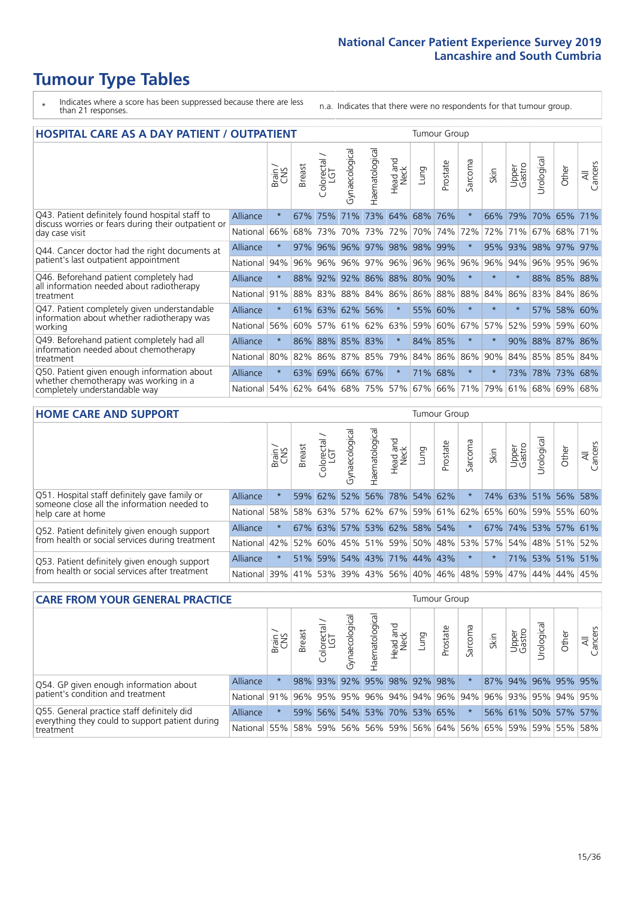# Tumour Type Tables

\* Indicates where a score has been suppressed because there are less than 21 responses.

n.a. Indicates that there were no respondents for that tumour group.

## HOSPITAL CARE AS A DAY PATIENT / OUTPATIENT

| | | Brain / CNS | Breast | Colorectal / LGT | Gynaecological | Haematological | Head and Neck | Lung | Prostate | Sarcoma | Skin | Upper Gastro | Urological | Other | All Cancers |
|---|---|---|---|---|---|---|---|---|---|---|---|---|---|---|---|
| Q43. Patient definitely found hospital staff to discuss worries or fears during their outpatient or day case visit | Alliance | * | 67% | 75% | 71% | 73% | 64% | 68% | 76% | * | 66% | 79% | 70% | 65% | 71% |
| | National | 66% | 68% | 73% | 70% | 73% | 72% | 70% | 74% | 72% | 72% | 71% | 67% | 68% | 71% |
| Q44. Cancer doctor had the right documents at patient's last outpatient appointment | Alliance | * | 97% | 96% | 96% | 97% | 98% | 98% | 99% | * | 95% | 93% | 98% | 97% | 97% |
| | National | 94% | 96% | 96% | 96% | 97% | 96% | 96% | 96% | 96% | 96% | 94% | 96% | 95% | 96% |
| Q46. Beforehand patient completely had all information needed about radiotherapy treatment | Alliance | * | 88% | 92% | 92% | 86% | 88% | 80% | 90% | * | * | * | 88% | 85% | 88% |
| | National | 91% | 88% | 83% | 88% | 84% | 86% | 86% | 88% | 88% | 84% | 86% | 83% | 84% | 86% |
| Q47. Patient completely given understandable information about whether radiotherapy was working | Alliance | * | 61% | 63% | 62% | 56% | * | 55% | 60% | * | * | * | 57% | 58% | 60% |
| | National | 56% | 60% | 57% | 61% | 62% | 63% | 59% | 60% | 67% | 57% | 52% | 59% | 59% | 60% |
| Q49. Beforehand patient completely had all information needed about chemotherapy treatment | Alliance | * | 86% | 88% | 85% | 83% | * | 84% | 85% | * | * | 90% | 88% | 87% | 86% |
| | National | 80% | 82% | 86% | 87% | 85% | 79% | 84% | 86% | 86% | 90% | 84% | 85% | 85% | 84% |
| Q50. Patient given enough information about whether chemotherapy was working in a completely understandable way | Alliance | * | 63% | 69% | 66% | 67% | * | 71% | 68% | * | * | 73% | 78% | 73% | 68% |
| | National | 54% | 62% | 64% | 68% | 75% | 57% | 67% | 66% | 71% | 79% | 61% | 68% | 69% | 68% |

## HOME CARE AND SUPPORT

| | | Brain / CNS | Breast | Colorectal / LGT | Gynaecological | Haematological | Head and Neck | Lung | Prostate | Sarcoma | Skin | Upper Gastro | Urological | Other | All Cancers |
|---|---|---|---|---|---|---|---|---|---|---|---|---|---|---|---|
| Q51. Hospital staff definitely gave family or someone close all the information needed to help care at home | Alliance | * | 59% | 62% | 52% | 56% | 78% | 54% | 62% | * | 74% | 63% | 51% | 56% | 58% |
| | National | 58% | 58% | 63% | 57% | 62% | 67% | 59% | 61% | 62% | 65% | 60% | 59% | 55% | 60% |
| Q52. Patient definitely given enough support from health or social services during treatment | Alliance | * | 67% | 63% | 57% | 53% | 62% | 58% | 54% | * | 67% | 74% | 53% | 57% | 61% |
| | National | 42% | 52% | 60% | 45% | 51% | 59% | 50% | 48% | 53% | 57% | 54% | 48% | 51% | 52% |
| Q53. Patient definitely given enough support from health or social services after treatment | Alliance | * | 51% | 59% | 54% | 43% | 71% | 44% | 43% | * | * | 71% | 53% | 51% | 51% |
| | National | 39% | 41% | 53% | 39% | 43% | 56% | 40% | 46% | 48% | 59% | 47% | 44% | 44% | 45% |

## CARE FROM YOUR GENERAL PRACTICE

| | | Brain / CNS | Breast | Colorectal / LGT | Gynaecological | Haematological | Head and Neck | Lung | Prostate | Sarcoma | Skin | Upper Gastro | Urological | Other | All Cancers |
|---|---|---|---|---|---|---|---|---|---|---|---|---|---|---|---|
| Q54. GP given enough information about patient's condition and treatment | Alliance | * | 98% | 93% | 92% | 95% | 98% | 92% | 98% | * | 87% | 94% | 96% | 95% | 95% |
| | National | 91% | 96% | 95% | 95% | 96% | 94% | 94% | 96% | 94% | 96% | 93% | 95% | 94% | 95% |
| Q55. General practice staff definitely did everything they could to support patient during treatment | Alliance | * | 59% | 56% | 54% | 53% | 70% | 53% | 65% | * | 56% | 61% | 50% | 57% | 57% |
| | National | 55% | 58% | 59% | 56% | 56% | 59% | 56% | 64% | 56% | 65% | 59% | 59% | 55% | 58% |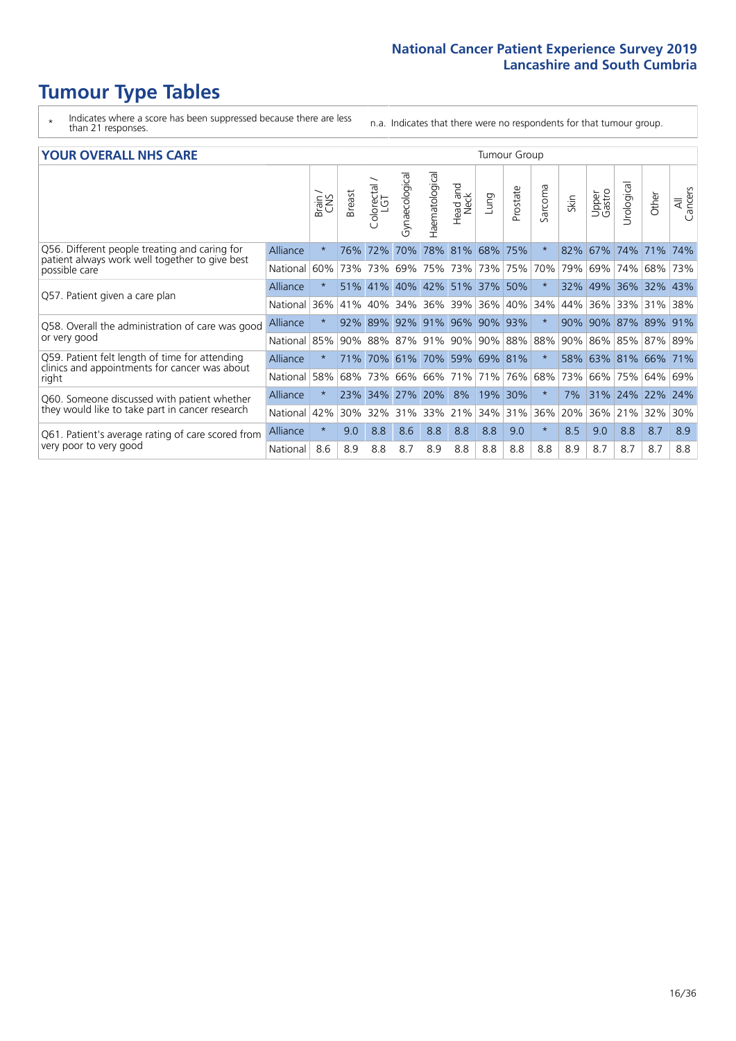# Tumour Type Tables

- \* Indicates where a score has been suppressed because there are less than 21 responses.
- n.a. Indicates that there were no respondents for that tumour group.

## YOUR OVERALL NHS CARE

| | | Brain / CNS | Breast | Colorectal / LGT | Gynaecological | Haematological | Head and Neck | Lung | Prostate | Sarcoma | Skin | Upper Gastro | Urological | Other | All Cancers |
|---|---|---|---|---|---|---|---|---|---|---|---|---|---|---|---|
| Q56. Different people treating and caring for patient always work well together to give best possible care | Alliance | * | 76% | 72% | 70% | 78% | 81% | 68% | 75% | * | 82% | 67% | 74% | 71% | 74% |
| | National | 60% | 73% | 73% | 69% | 75% | 73% | 73% | 75% | 70% | 79% | 69% | 74% | 68% | 73% |
| Q57. Patient given a care plan | Alliance | * | 51% | 41% | 40% | 42% | 51% | 37% | 50% | * | 32% | 49% | 36% | 32% | 43% |
| | National | 36% | 41% | 40% | 34% | 36% | 39% | 36% | 40% | 34% | 44% | 36% | 33% | 31% | 38% |
| Q58. Overall the administration of care was good or very good | Alliance | * | 92% | 89% | 92% | 91% | 96% | 90% | 93% | * | 90% | 90% | 87% | 89% | 91% |
| | National | 85% | 90% | 88% | 87% | 91% | 90% | 90% | 88% | 88% | 90% | 86% | 85% | 87% | 89% |
| Q59. Patient felt length of time for attending clinics and appointments for cancer was about right | Alliance | * | 71% | 70% | 61% | 70% | 59% | 69% | 81% | * | 58% | 63% | 81% | 66% | 71% |
| | National | 58% | 68% | 73% | 66% | 66% | 71% | 71% | 76% | 68% | 73% | 66% | 75% | 64% | 69% |
| Q60. Someone discussed with patient whether they would like to take part in cancer research | Alliance | * | 23% | 34% | 27% | 20% | 8% | 19% | 30% | * | 7% | 31% | 24% | 22% | 24% |
| | National | 42% | 30% | 32% | 31% | 33% | 21% | 34% | 31% | 36% | 20% | 36% | 21% | 32% | 30% |
| Q61. Patient's average rating of care scored from very poor to very good | Alliance | * | 9.0 | 8.8 | 8.6 | 8.8 | 8.8 | 8.8 | 9.0 | * | 8.5 | 9.0 | 8.8 | 8.7 | 8.9 |
| | National | 8.6 | 8.9 | 8.8 | 8.7 | 8.9 | 8.8 | 8.8 | 8.8 | 8.8 | 8.9 | 8.7 | 8.7 | 8.7 | 8.8 |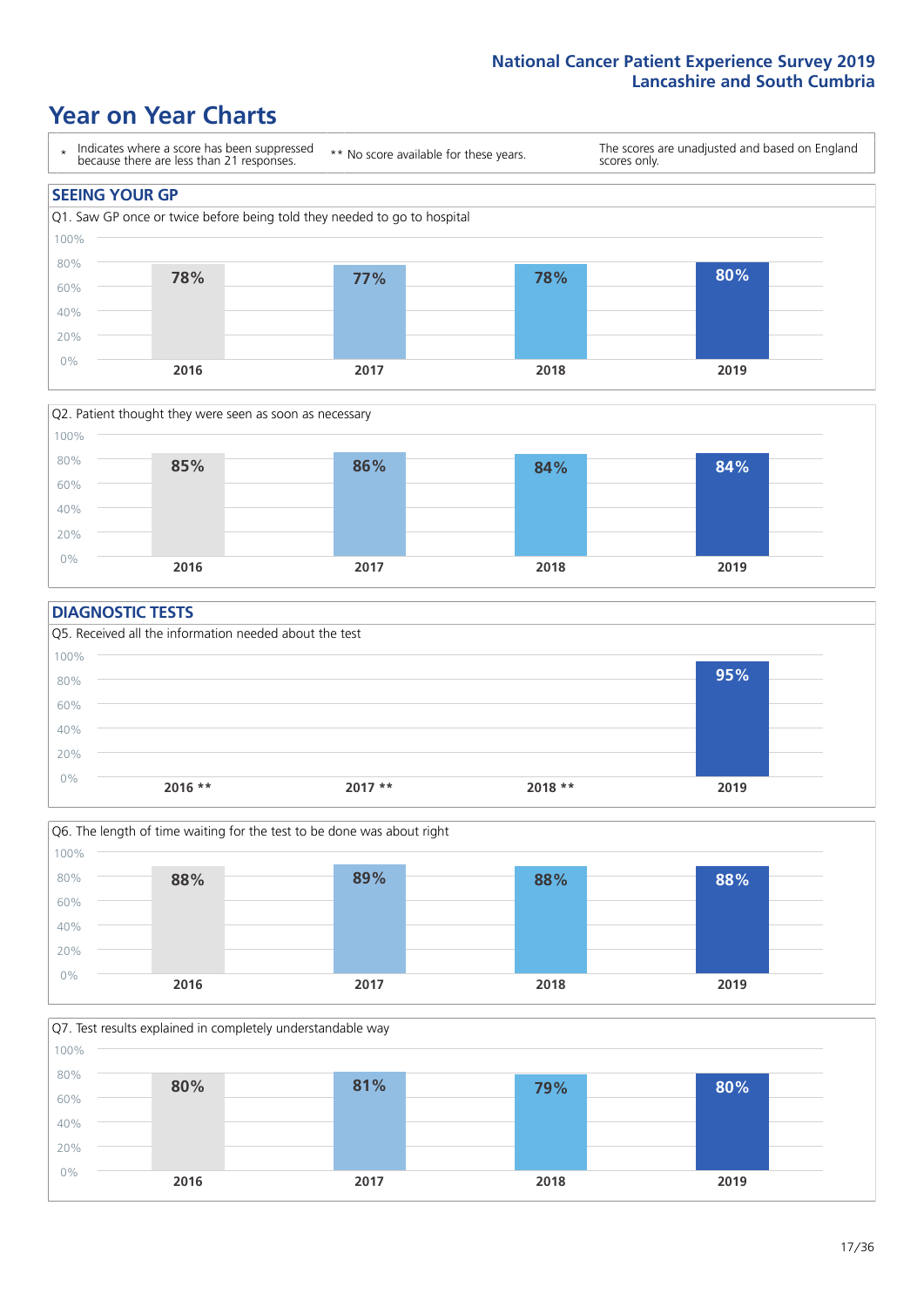# Year on Year Charts

\* Indicates where a score has been suppressed because there are less than 21 responses.

** No score available for these years.

The scores are unadjusted and based on England scores only.

## SEEING YOUR GP

Q1. Saw GP once or twice before being told they needed to go to hospital

| 2016 | 2017 | 2018 | 2019 |
|---|---|---|---|
| 78% | 77% | 78% | 80% |

Q2. Patient thought they were seen as soon as necessary

| 2016 | 2017 | 2018 | 2019 |
|---|---|---|---|
| 85% | 86% | 84% | 84% |

## DIAGNOSTIC TESTS

Q5. Received all the information needed about the test

| 2016 ** | 2017 ** | 2018 ** | 2019 |
|---|---|---|---|
| | | | 95% |

Q6. The length of time waiting for the test to be done was about right

| 2016 | 2017 | 2018 | 2019 |
|---|---|---|---|
| 88% | 89% | 88% | 88% |

Q7. Test results explained in completely understandable way

| 2016 | 2017 | 2018 | 2019 |
|---|---|---|---|
| 80% | 81% | 79% | 80% |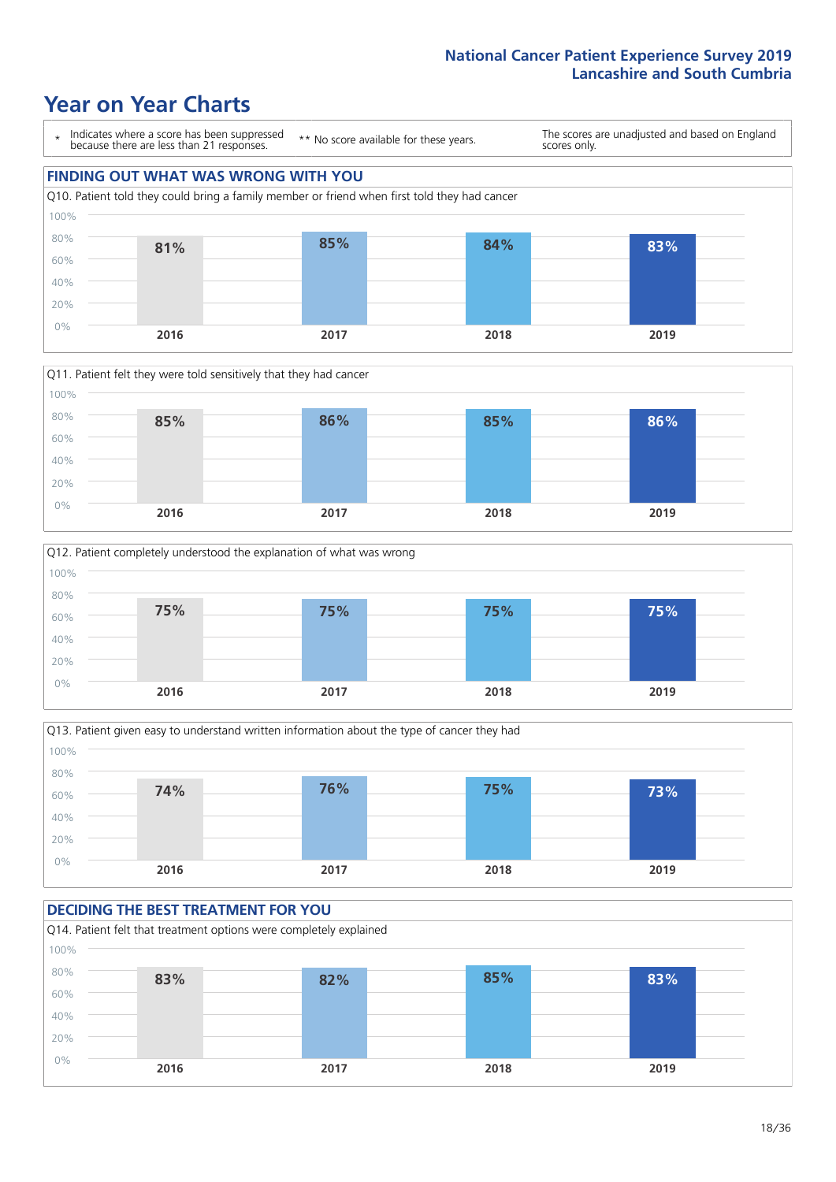# Year on Year Charts

\* Indicates where a score has been suppressed because there are less than 21 responses.

\*\* No score available for these years.

The scores are unadjusted and based on England scores only.

## FINDING OUT WHAT WAS WRONG WITH YOU

Q10. Patient told they could bring a family member or friend when first told they had cancer

| 2016 | 2017 | 2018 | 2019 |
|---|---|---|---|
| 81% | 85% | 84% | 83% |

Q11. Patient felt they were told sensitively that they had cancer

| 2016 | 2017 | 2018 | 2019 |
|---|---|---|---|
| 85% | 86% | 85% | 86% |

Q12. Patient completely understood the explanation of what was wrong

| 2016 | 2017 | 2018 | 2019 |
|---|---|---|---|
| 75% | 75% | 75% | 75% |

Q13. Patient given easy to understand written information about the type of cancer they had

| 2016 | 2017 | 2018 | 2019 |
|---|---|---|---|
| 74% | 76% | 75% | 73% |

## DECIDING THE BEST TREATMENT FOR YOU

Q14. Patient felt that treatment options were completely explained

| 2016 | 2017 | 2018 | 2019 |
|---|---|---|---|
| 83% | 82% | 85% | 83% |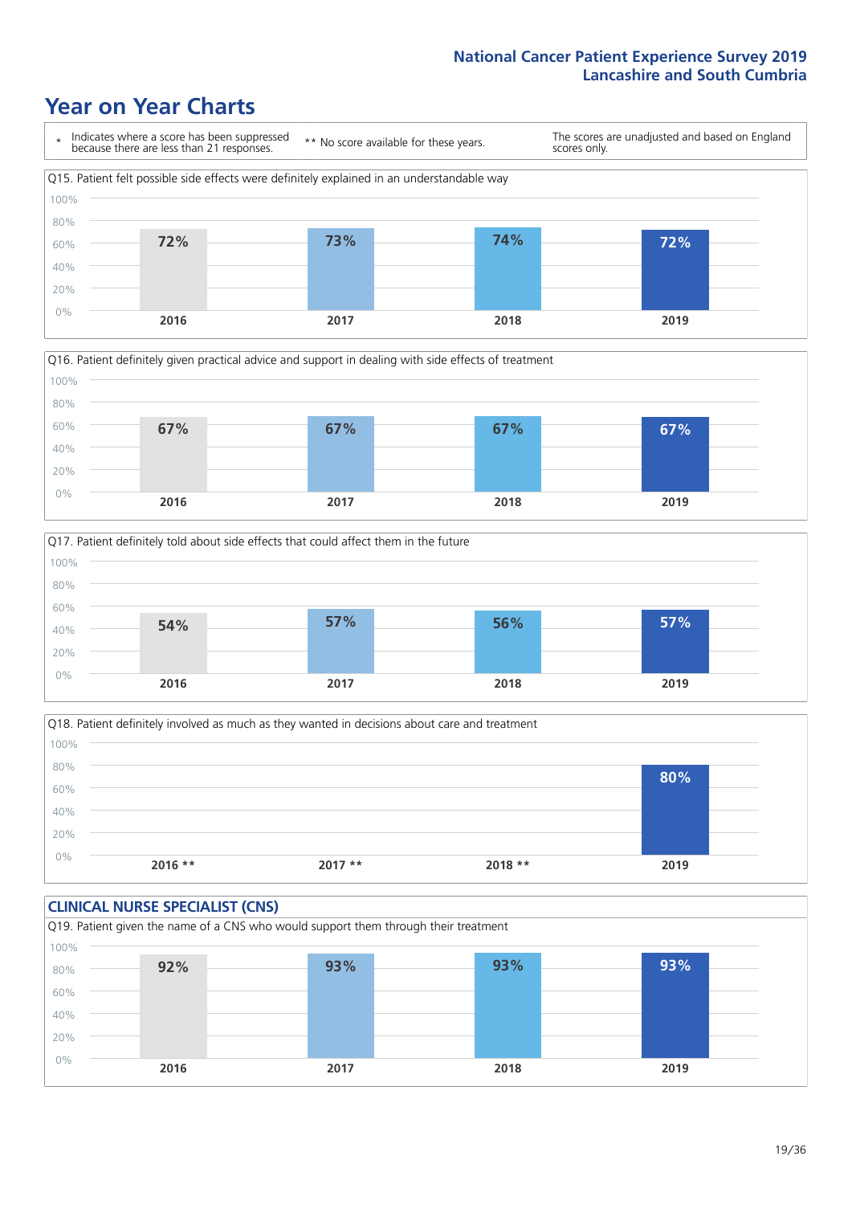## Year on Year Charts

\* Indicates where a score has been suppressed because there are less than 21 responses.

** No score available for these years.

The scores are unadjusted and based on England scores only.

Q15. Patient felt possible side effects were definitely explained in an understandable way

| 2016 | 2017 | 2018 | 2019 |
|---|---|---|---|
| 72% | 73% | 74% | 72% |

Q16. Patient definitely given practical advice and support in dealing with side effects of treatment

| 2016 | 2017 | 2018 | 2019 |
|---|---|---|---|
| 67% | 67% | 67% | 67% |

Q17. Patient definitely told about side effects that could affect them in the future

| 2016 | 2017 | 2018 | 2019 |
|---|---|---|---|
| 54% | 57% | 56% | 57% |

Q18. Patient definitely involved as much as they wanted in decisions about care and treatment

| 2016 ** | 2017 ** | 2018 ** | 2019 |
|---|---|---|---|
| | | | 80% |

### CLINICAL NURSE SPECIALIST (CNS)

Q19. Patient given the name of a CNS who would support them through their treatment

| 2016 | 2017 | 2018 | 2019 |
|---|---|---|---|
| 92% | 93% | 93% | 93% |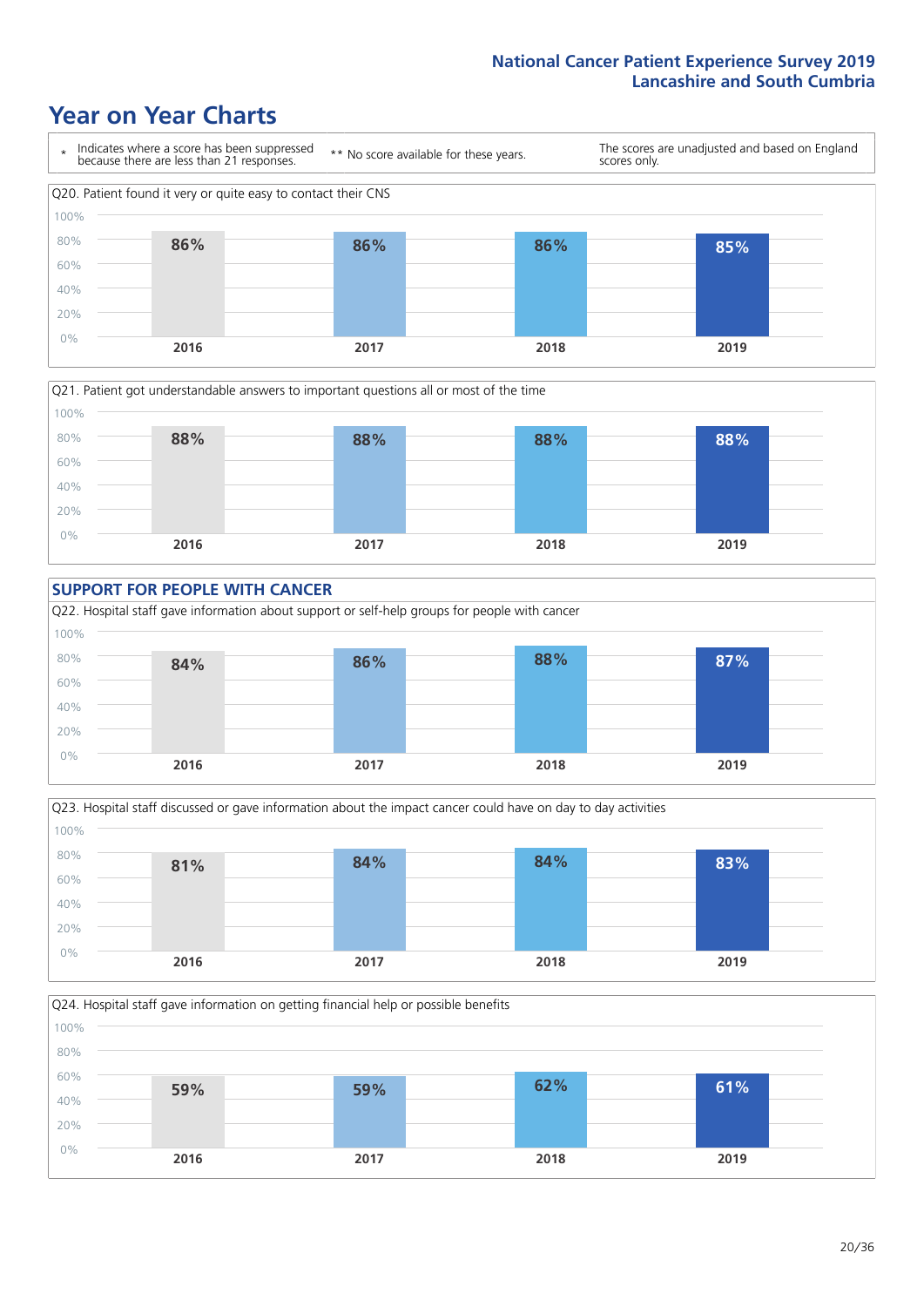# Year on Year Charts

\* Indicates where a score has been suppressed because there are less than 21 responses.

\*\* No score available for these years.

The scores are unadjusted and based on England scores only.

Q20. Patient found it very or quite easy to contact their CNS

| 2016 | 2017 | 2018 | 2019 |
|---|---|---|---|
| 86% | 86% | 86% | 85% |

Q21. Patient got understandable answers to important questions all or most of the time

| 2016 | 2017 | 2018 | 2019 |
|---|---|---|---|
| 88% | 88% | 88% | 88% |

## SUPPORT FOR PEOPLE WITH CANCER

Q22. Hospital staff gave information about support or self-help groups for people with cancer

| 2016 | 2017 | 2018 | 2019 |
|---|---|---|---|
| 84% | 86% | 88% | 87% |

Q23. Hospital staff discussed or gave information about the impact cancer could have on day to day activities

| 2016 | 2017 | 2018 | 2019 |
|---|---|---|---|
| 81% | 84% | 84% | 83% |

Q24. Hospital staff gave information on getting financial help or possible benefits

| 2016 | 2017 | 2018 | 2019 |
|---|---|---|---|
| 59% | 59% | 62% | 61% |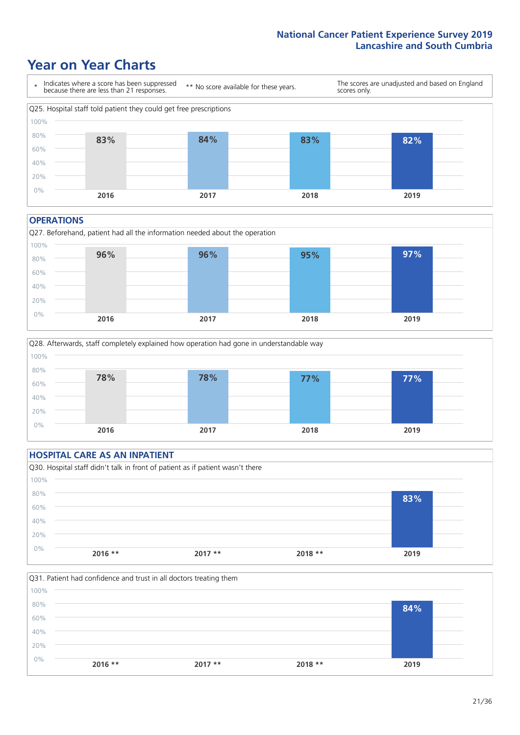# Year on Year Charts

\* Indicates where a score has been suppressed because there are less than 21 responses.

** No score available for these years.

The scores are unadjusted and based on England scores only.

Q25. Hospital staff told patient they could get free prescriptions

| 2016 | 2017 | 2018 | 2019 |
|---|---|---|---|
| 83% | 84% | 83% | 82% |

## OPERATIONS

Q27. Beforehand, patient had all the information needed about the operation

| 2016 | 2017 | 2018 | 2019 |
|---|---|---|---|
| 96% | 96% | 95% | 97% |

Q28. Afterwards, staff completely explained how operation had gone in understandable way

| 2016 | 2017 | 2018 | 2019 |
|---|---|---|---|
| 78% | 78% | 77% | 77% |

## HOSPITAL CARE AS AN INPATIENT

Q30. Hospital staff didn't talk in front of patient as if patient wasn't there

| 2016 ** | 2017 ** | 2018 ** | 2019 |
|---|---|---|---|
| | | | 83% |

Q31. Patient had confidence and trust in all doctors treating them

| 2016 ** | 2017 ** | 2018 ** | 2019 |
|---|---|---|---|
| | | | 84% |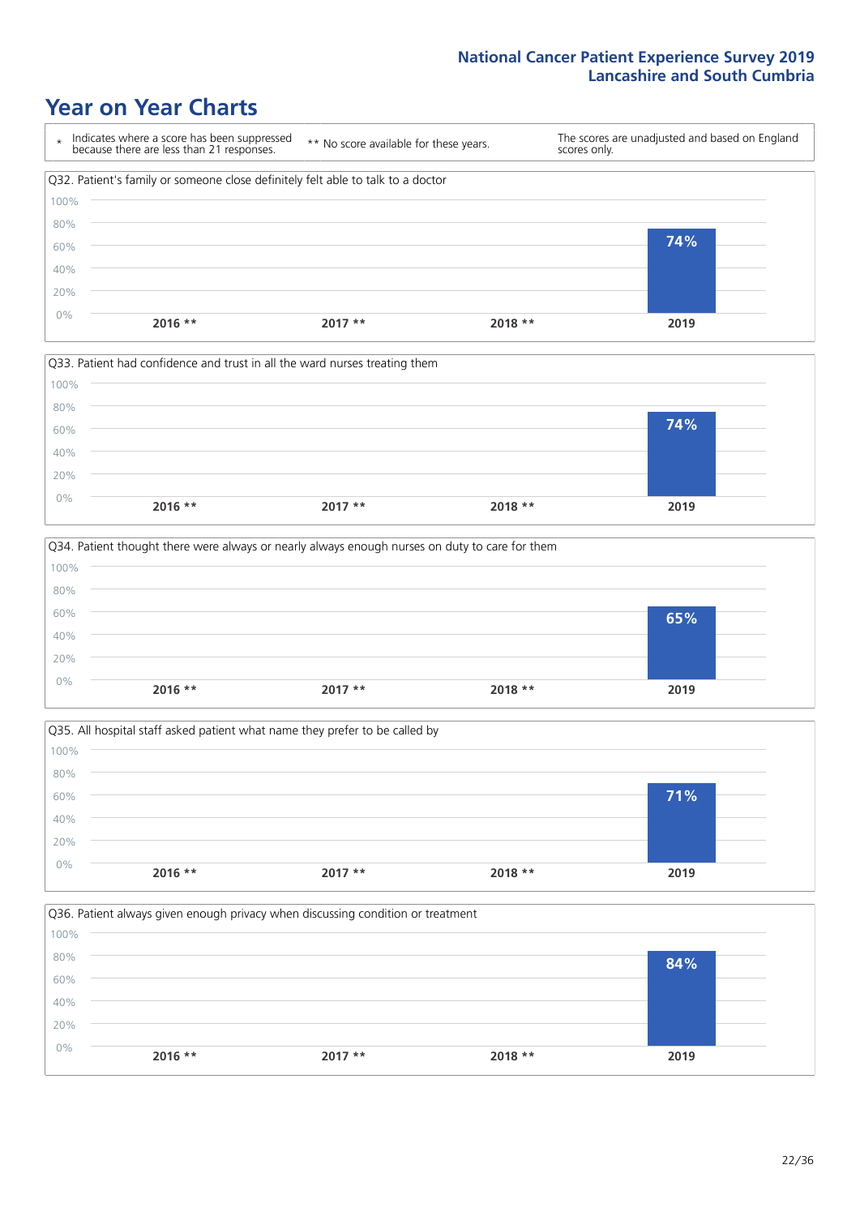# Year on Year Charts

| * Indicates where a score has been suppressed because there are less than 21 responses. | ** No score available for these years. | The scores are unadjusted and based on England scores only. |
|---|---|---|

**Q32. Patient's family or someone close definitely felt able to talk to a doctor**

| 2016 ** | 2017 ** | 2018 ** | 2019 |
|---|---|---|---|
| | | | 74% |

**Q33. Patient had confidence and trust in all the ward nurses treating them**

| 2016 ** | 2017 ** | 2018 ** | 2019 |
|---|---|---|---|
| | | | 74% |

**Q34. Patient thought there were always or nearly always enough nurses on duty to care for them**

| 2016 ** | 2017 ** | 2018 ** | 2019 |
|---|---|---|---|
| | | | 65% |

**Q35. All hospital staff asked patient what name they prefer to be called by**

| 2016 ** | 2017 ** | 2018 ** | 2019 |
|---|---|---|---|
| | | | 71% |

**Q36. Patient always given enough privacy when discussing condition or treatment**

| 2016 ** | 2017 ** | 2018 ** | 2019 |
|---|---|---|---|
| | | | 84% |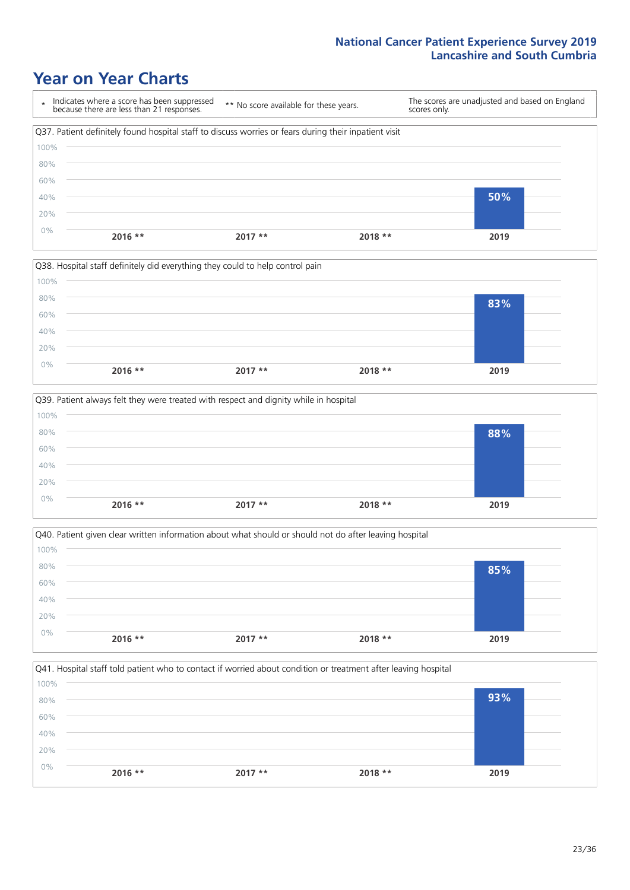# Year on Year Charts

\* Indicates where a score has been suppressed because there are less than 21 responses.

** No score available for these years.

The scores are unadjusted and based on England scores only.

Q37. Patient definitely found hospital staff to discuss worries or fears during their inpatient visit

| 2016 ** | 2017 ** | 2018 ** | 2019 |
|---|---|---|---|
| | | | 50% |

Q38. Hospital staff definitely did everything they could to help control pain

| 2016 ** | 2017 ** | 2018 ** | 2019 |
|---|---|---|---|
| | | | 83% |

Q39. Patient always felt they were treated with respect and dignity while in hospital

| 2016 ** | 2017 ** | 2018 ** | 2019 |
|---|---|---|---|
| | | | 88% |

Q40. Patient given clear written information about what should or should not do after leaving hospital

| 2016 ** | 2017 ** | 2018 ** | 2019 |
|---|---|---|---|
| | | | 85% |

Q41. Hospital staff told patient who to contact if worried about condition or treatment after leaving hospital

| 2016 ** | 2017 ** | 2018 ** | 2019 |
|---|---|---|---|
| | | | 93% |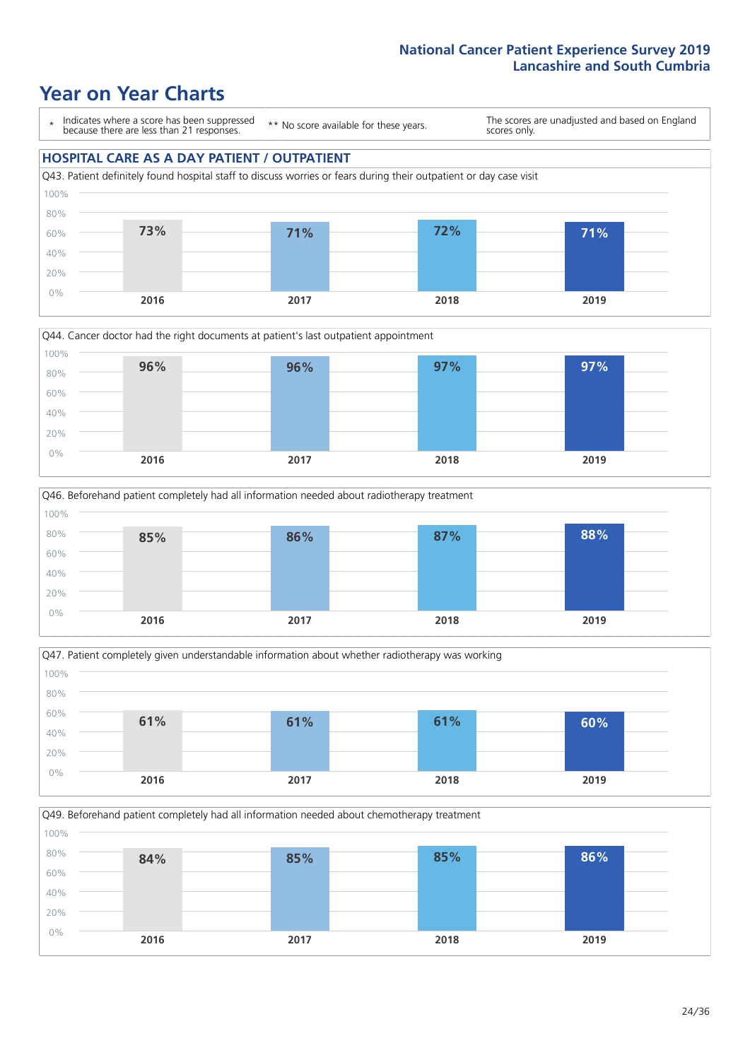# Year on Year Charts

\* Indicates where a score has been suppressed because there are less than 21 responses.

\*\* No score available for these years.

The scores are unadjusted and based on England scores only.

## HOSPITAL CARE AS A DAY PATIENT / OUTPATIENT

Q43. Patient definitely found hospital staff to discuss worries or fears during their outpatient or day case visit

| 2016 | 2017 | 2018 | 2019 |
|---|---|---|---|
| 73% | 71% | 72% | 71% |

Q44. Cancer doctor had the right documents at patient's last outpatient appointment

| 2016 | 2017 | 2018 | 2019 |
|---|---|---|---|
| 96% | 96% | 97% | 97% |

Q46. Beforehand patient completely had all information needed about radiotherapy treatment

| 2016 | 2017 | 2018 | 2019 |
|---|---|---|---|
| 85% | 86% | 87% | 88% |

Q47. Patient completely given understandable information about whether radiotherapy was working

| 2016 | 2017 | 2018 | 2019 |
|---|---|---|---|
| 61% | 61% | 61% | 60% |

Q49. Beforehand patient completely had all information needed about chemotherapy treatment

| 2016 | 2017 | 2018 | 2019 |
|---|---|---|---|
| 84% | 85% | 85% | 86% |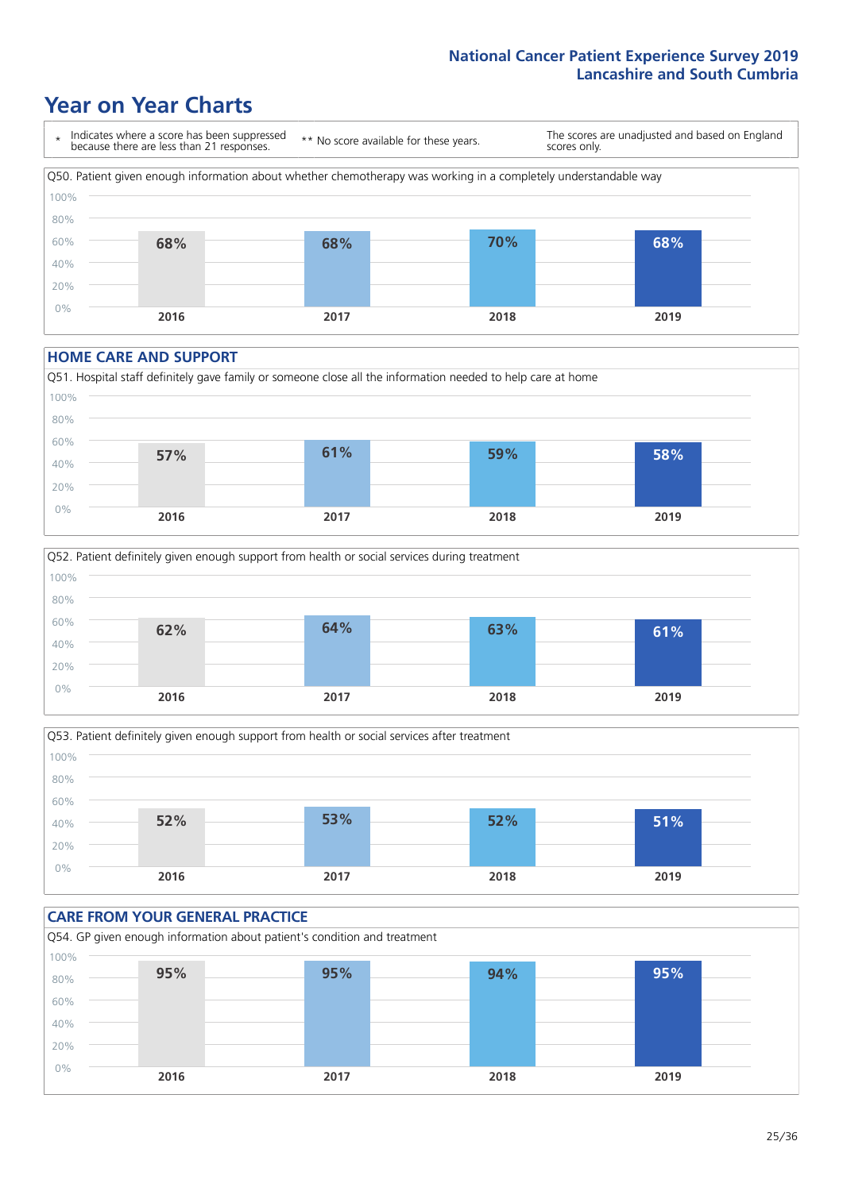# Year on Year Charts

\* Indicates where a score has been suppressed because there are less than 21 responses.

** No score available for these years.

The scores are unadjusted and based on England scores only.

Q50. Patient given enough information about whether chemotherapy was working in a completely understandable way

| 2016 | 2017 | 2018 | 2019 |
|---|---|---|---|
| 68% | 68% | 70% | 68% |

## HOME CARE AND SUPPORT

Q51. Hospital staff definitely gave family or someone close all the information needed to help care at home

| 2016 | 2017 | 2018 | 2019 |
|---|---|---|---|
| 57% | 61% | 59% | 58% |

Q52. Patient definitely given enough support from health or social services during treatment

| 2016 | 2017 | 2018 | 2019 |
|---|---|---|---|
| 62% | 64% | 63% | 61% |

Q53. Patient definitely given enough support from health or social services after treatment

| 2016 | 2017 | 2018 | 2019 |
|---|---|---|---|
| 52% | 53% | 52% | 51% |

## CARE FROM YOUR GENERAL PRACTICE

Q54. GP given enough information about patient's condition and treatment

| 2016 | 2017 | 2018 | 2019 |
|---|---|---|---|
| 95% | 95% | 94% | 95% |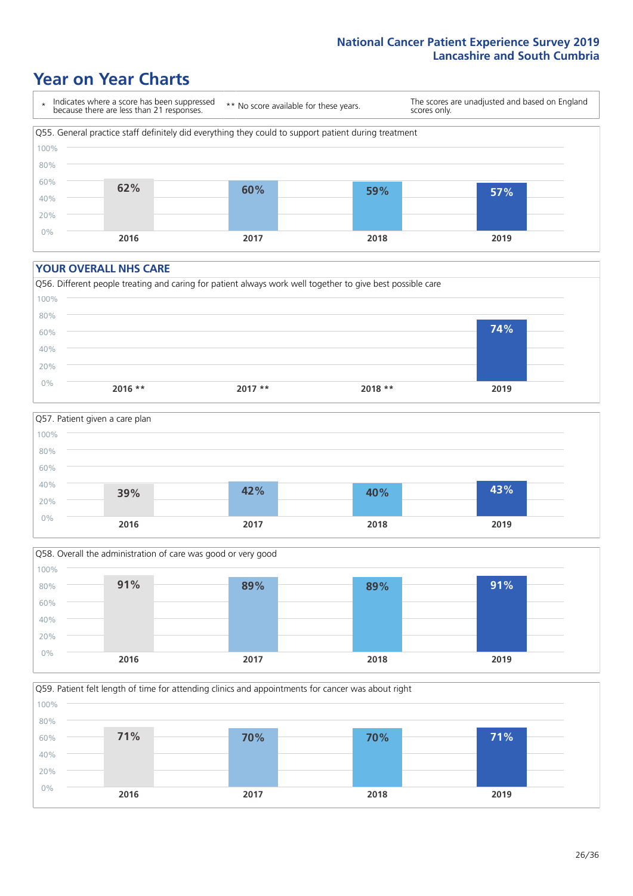# Year on Year Charts

\* Indicates where a score has been suppressed because there are less than 21 responses.

** No score available for these years.

The scores are unadjusted and based on England scores only.

Q55. General practice staff definitely did everything they could to support patient during treatment

| 2016 | 2017 | 2018 | 2019 |
|---|---|---|---|
| 62% | 60% | 59% | 57% |

## YOUR OVERALL NHS CARE

Q56. Different people treating and caring for patient always work well together to give best possible care

| 2016 ** | 2017 ** | 2018 ** | 2019 |
|---|---|---|---|
| | | | 74% |

Q57. Patient given a care plan

| 2016 | 2017 | 2018 | 2019 |
|---|---|---|---|
| 39% | 42% | 40% | 43% |

Q58. Overall the administration of care was good or very good

| 2016 | 2017 | 2018 | 2019 |
|---|---|---|---|
| 91% | 89% | 89% | 91% |

Q59. Patient felt length of time for attending clinics and appointments for cancer was about right

| 2016 | 2017 | 2018 | 2019 |
|---|---|---|---|
| 71% | 70% | 70% | 71% |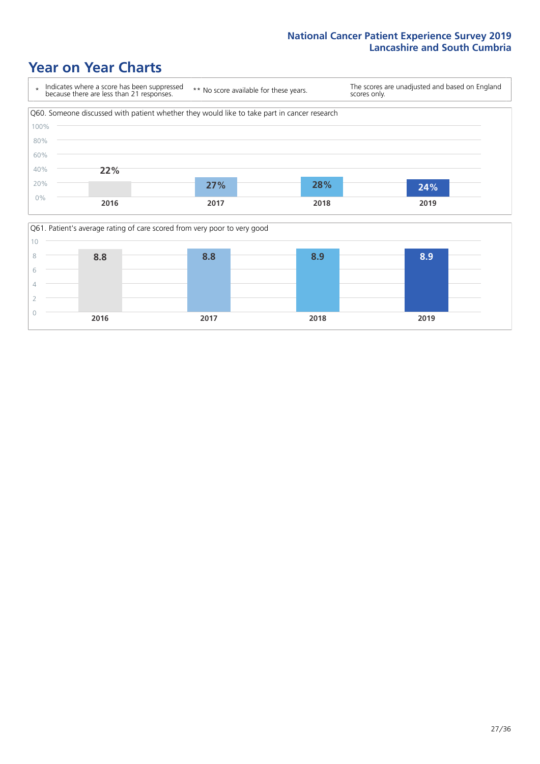# Year on Year Charts

| * Indicates where a score has been suppressed because there are less than 21 responses. | ** No score available for these years. | The scores are unadjusted and based on England scores only. |
|---|---|---|

Q60. Someone discussed with patient whether they would like to take part in cancer research

| Year | Score |
|---|---|
| 2016 | 22% |
| 2017 | 27% |
| 2018 | 28% |
| 2019 | 24% |

Q61. Patient's average rating of care scored from very poor to very good

| Year | Score |
|---|---|
| 2016 | 8.8 |
| 2017 | 8.8 |
| 2018 | 8.9 |
| 2019 | 8.9 |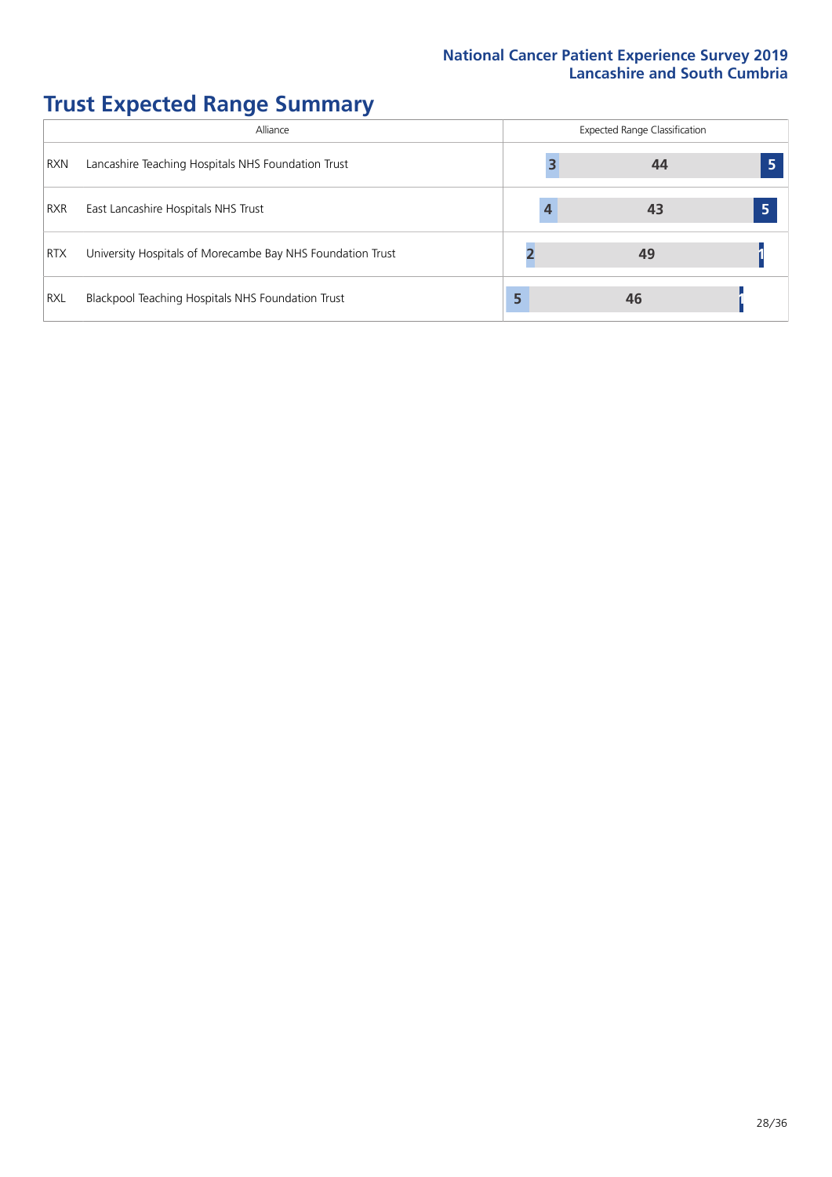# Trust Expected Range Summary

| Alliance | | Expected Range Classification | | |
|---|---|---|---|---|
| RXN | Lancashire Teaching Hospitals NHS Foundation Trust | 3 | 44 | 5 |
| RXR | East Lancashire Hospitals NHS Trust | 4 | 43 | 5 |
| RTX | University Hospitals of Morecambe Bay NHS Foundation Trust | 2 | 49 | 1 |
| RXL | Blackpool Teaching Hospitals NHS Foundation Trust | 5 | 46 | 1 |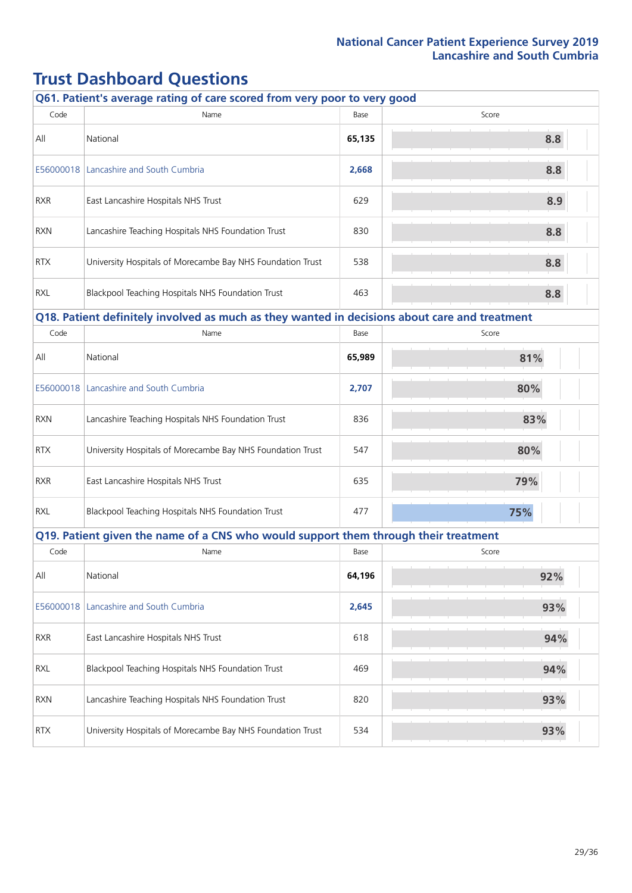## Trust Dashboard Questions

### Q61. Patient's average rating of care scored from very poor to very good

| Code | Name | Base | Score |
|---|---|---|---|
| All | National | **65,135** | 8.8 |
| E56000018 | Lancashire and South Cumbria | **2,668** | 8.8 |
| RXR | East Lancashire Hospitals NHS Trust | 629 | 8.9 |
| RXN | Lancashire Teaching Hospitals NHS Foundation Trust | 830 | 8.8 |
| RTX | University Hospitals of Morecambe Bay NHS Foundation Trust | 538 | 8.8 |
| RXL | Blackpool Teaching Hospitals NHS Foundation Trust | 463 | 8.8 |

### Q18. Patient definitely involved as much as they wanted in decisions about care and treatment

| Code | Name | Base | Score |
|---|---|---|---|
| All | National | **65,989** | 81% |
| E56000018 | Lancashire and South Cumbria | **2,707** | 80% |
| RXN | Lancashire Teaching Hospitals NHS Foundation Trust | 836 | 83% |
| RTX | University Hospitals of Morecambe Bay NHS Foundation Trust | 547 | 80% |
| RXR | East Lancashire Hospitals NHS Trust | 635 | 79% |
| RXL | Blackpool Teaching Hospitals NHS Foundation Trust | 477 | 75% |

### Q19. Patient given the name of a CNS who would support them through their treatment

| Code | Name | Base | Score |
|---|---|---|---|
| All | National | **64,196** | 92% |
| E56000018 | Lancashire and South Cumbria | **2,645** | 93% |
| RXR | East Lancashire Hospitals NHS Trust | 618 | 94% |
| RXL | Blackpool Teaching Hospitals NHS Foundation Trust | 469 | 94% |
| RXN | Lancashire Teaching Hospitals NHS Foundation Trust | 820 | 93% |
| RTX | University Hospitals of Morecambe Bay NHS Foundation Trust | 534 | 93% |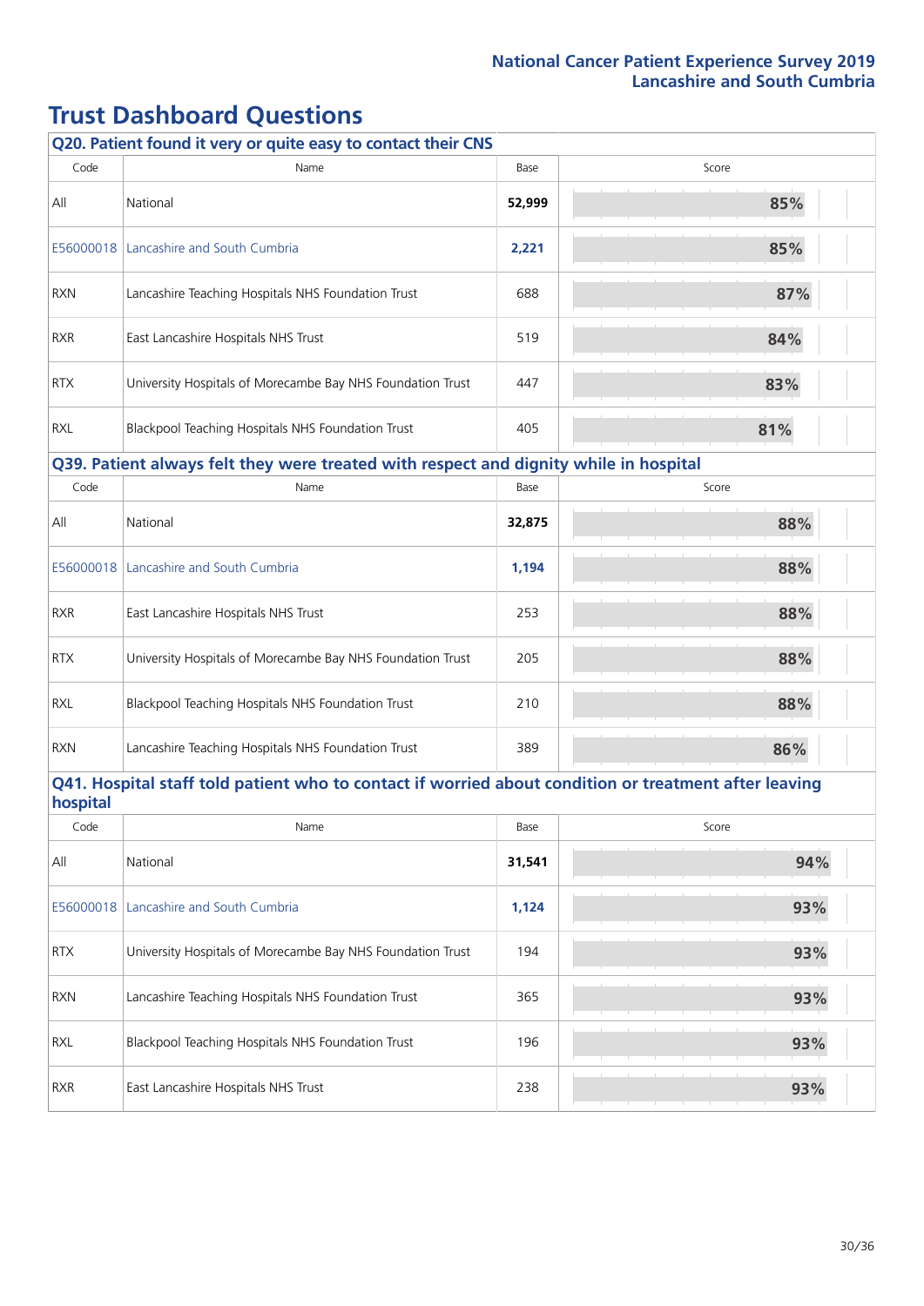# Trust Dashboard Questions

### Q20. Patient found it very or quite easy to contact their CNS

| Code | Name | Base | Score |
|---|---|---|---|
| All | National | **52,999** | 85% |
| E56000018 | Lancashire and South Cumbria | **2,221** | 85% |
| RXN | Lancashire Teaching Hospitals NHS Foundation Trust | 688 | 87% |
| RXR | East Lancashire Hospitals NHS Trust | 519 | 84% |
| RTX | University Hospitals of Morecambe Bay NHS Foundation Trust | 447 | 83% |
| RXL | Blackpool Teaching Hospitals NHS Foundation Trust | 405 | 81% |

### Q39. Patient always felt they were treated with respect and dignity while in hospital

| Code | Name | Base | Score |
|---|---|---|---|
| All | National | **32,875** | 88% |
| E56000018 | Lancashire and South Cumbria | **1,194** | 88% |
| RXR | East Lancashire Hospitals NHS Trust | 253 | 88% |
| RTX | University Hospitals of Morecambe Bay NHS Foundation Trust | 205 | 88% |
| RXL | Blackpool Teaching Hospitals NHS Foundation Trust | 210 | 88% |
| RXN | Lancashire Teaching Hospitals NHS Foundation Trust | 389 | 86% |

### Q41. Hospital staff told patient who to contact if worried about condition or treatment after leaving hospital

| Code | Name | Base | Score |
|---|---|---|---|
| All | National | **31,541** | 94% |
| E56000018 | Lancashire and South Cumbria | **1,124** | 93% |
| RTX | University Hospitals of Morecambe Bay NHS Foundation Trust | 194 | 93% |
| RXN | Lancashire Teaching Hospitals NHS Foundation Trust | 365 | 93% |
| RXL | Blackpool Teaching Hospitals NHS Foundation Trust | 196 | 93% |
| RXR | East Lancashire Hospitals NHS Trust | 238 | 93% |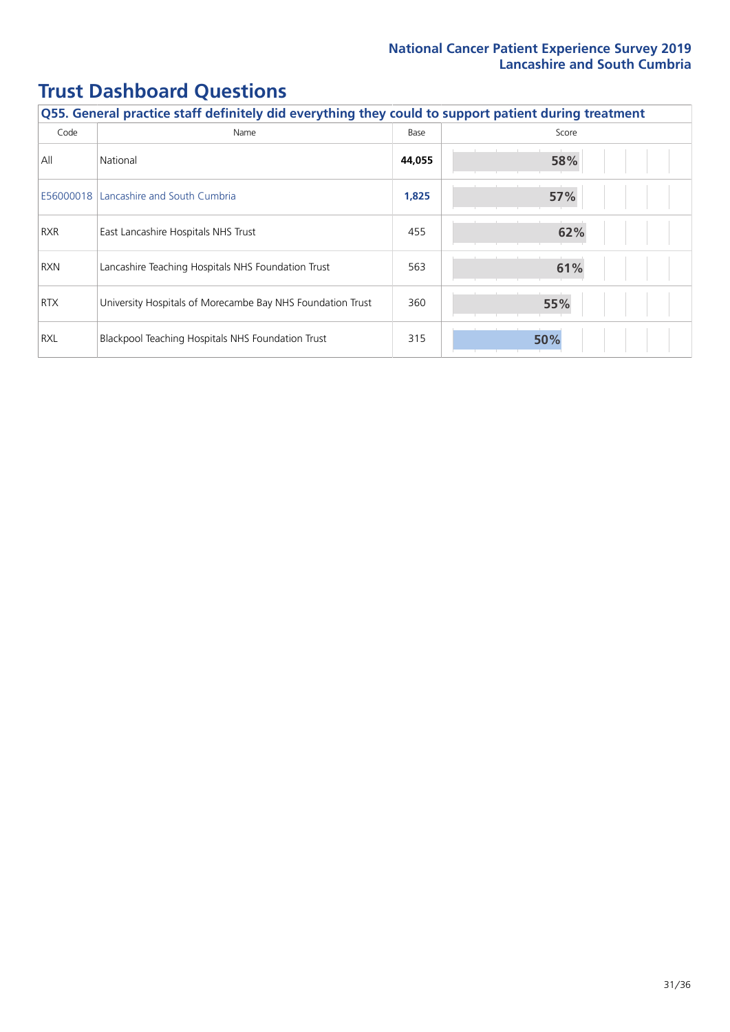# Trust Dashboard Questions

| Q55. General practice staff definitely did everything they could to support patient during treatment | | | |
|---|---|---|---|
| Code | Name | Base | Score |
| All | National | **44,055** | **58%** |
| E56000018 | Lancashire and South Cumbria | **1,825** | **57%** |
| RXR | East Lancashire Hospitals NHS Trust | 455 | **62%** |
| RXN | Lancashire Teaching Hospitals NHS Foundation Trust | 563 | **61%** |
| RTX | University Hospitals of Morecambe Bay NHS Foundation Trust | 360 | **55%** |
| RXL | Blackpool Teaching Hospitals NHS Foundation Trust | 315 | **50%** |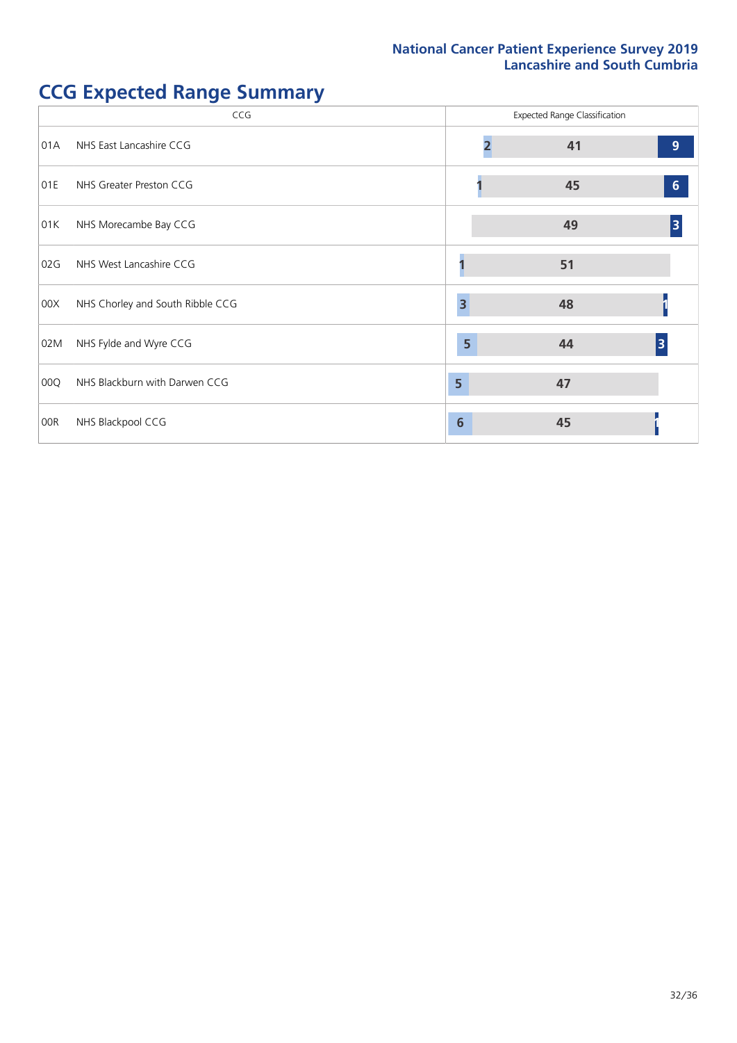# CCG Expected Range Summary

| CCG | | Expected Range Classification | | |
|---|---|---|---|---|
| 01A | NHS East Lancashire CCG | 2 | 41 | 9 |
| 01E | NHS Greater Preston CCG | 1 | 45 | 6 |
| 01K | NHS Morecambe Bay CCG | | 49 | 3 |
| 02G | NHS West Lancashire CCG | 1 | 51 | |
| 00X | NHS Chorley and South Ribble CCG | 3 | 48 | 1 |
| 02M | NHS Fylde and Wyre CCG | 5 | 44 | 3 |
| 00Q | NHS Blackburn with Darwen CCG | 5 | 47 | |
| 00R | NHS Blackpool CCG | 6 | 45 | 1 |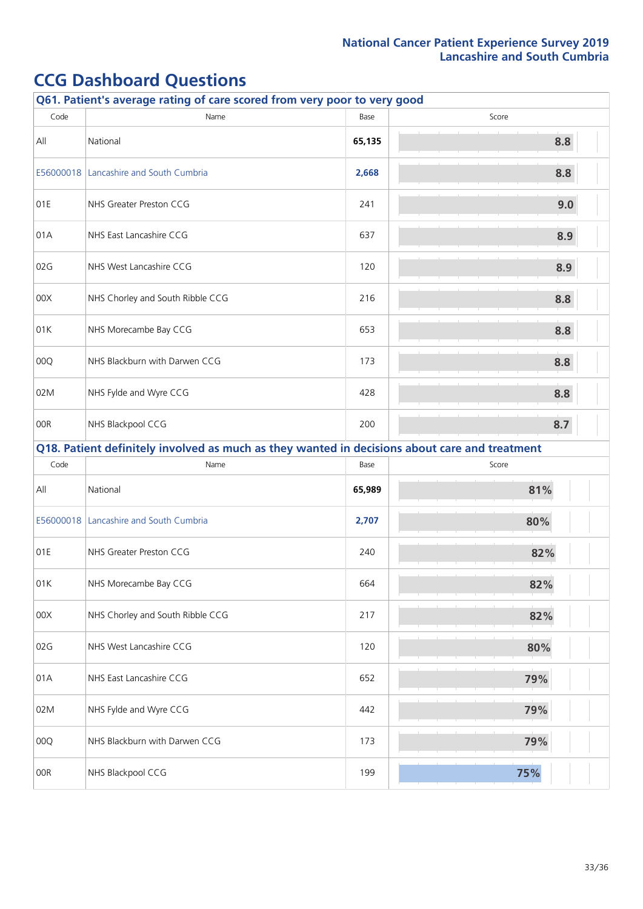# CCG Dashboard Questions

## Q61. Patient's average rating of care scored from very poor to very good

| Code | Name | Base | Score |
|---|---|---|---|
| All | National | **65,135** | 8.8 |
| E56000018 | Lancashire and South Cumbria | **2,668** | 8.8 |
| 01E | NHS Greater Preston CCG | 241 | 9.0 |
| 01A | NHS East Lancashire CCG | 637 | 8.9 |
| 02G | NHS West Lancashire CCG | 120 | 8.9 |
| 00X | NHS Chorley and South Ribble CCG | 216 | 8.8 |
| 01K | NHS Morecambe Bay CCG | 653 | 8.8 |
| 00Q | NHS Blackburn with Darwen CCG | 173 | 8.8 |
| 02M | NHS Fylde and Wyre CCG | 428 | 8.8 |
| 00R | NHS Blackpool CCG | 200 | 8.7 |

## Q18. Patient definitely involved as much as they wanted in decisions about care and treatment

| Code | Name | Base | Score |
|---|---|---|---|
| All | National | **65,989** | 81% |
| E56000018 | Lancashire and South Cumbria | **2,707** | 80% |
| 01E | NHS Greater Preston CCG | 240 | 82% |
| 01K | NHS Morecambe Bay CCG | 664 | 82% |
| 00X | NHS Chorley and South Ribble CCG | 217 | 82% |
| 02G | NHS West Lancashire CCG | 120 | 80% |
| 01A | NHS East Lancashire CCG | 652 | 79% |
| 02M | NHS Fylde and Wyre CCG | 442 | 79% |
| 00Q | NHS Blackburn with Darwen CCG | 173 | 79% |
| 00R | NHS Blackpool CCG | 199 | 75% |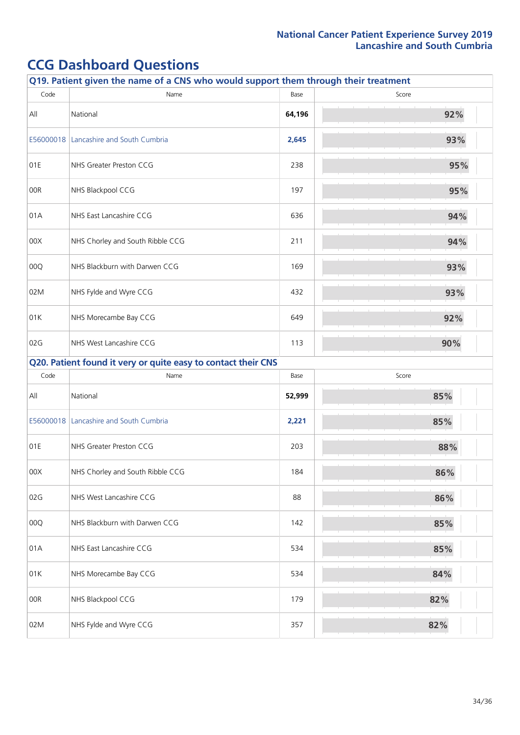# CCG Dashboard Questions

### Q19. Patient given the name of a CNS who would support them through their treatment

| Code | Name | Base | Score |
|---|---|---|---|
| All | National | **64,196** | 92% |
| E56000018 | Lancashire and South Cumbria | **2,645** | 93% |
| 01E | NHS Greater Preston CCG | 238 | 95% |
| 00R | NHS Blackpool CCG | 197 | 95% |
| 01A | NHS East Lancashire CCG | 636 | 94% |
| 00X | NHS Chorley and South Ribble CCG | 211 | 94% |
| 00Q | NHS Blackburn with Darwen CCG | 169 | 93% |
| 02M | NHS Fylde and Wyre CCG | 432 | 93% |
| 01K | NHS Morecambe Bay CCG | 649 | 92% |
| 02G | NHS West Lancashire CCG | 113 | 90% |

### Q20. Patient found it very or quite easy to contact their CNS

| Code | Name | Base | Score |
|---|---|---|---|
| All | National | **52,999** | 85% |
| E56000018 | Lancashire and South Cumbria | **2,221** | 85% |
| 01E | NHS Greater Preston CCG | 203 | 88% |
| 00X | NHS Chorley and South Ribble CCG | 184 | 86% |
| 02G | NHS West Lancashire CCG | 88 | 86% |
| 00Q | NHS Blackburn with Darwen CCG | 142 | 85% |
| 01A | NHS East Lancashire CCG | 534 | 85% |
| 01K | NHS Morecambe Bay CCG | 534 | 84% |
| 00R | NHS Blackpool CCG | 179 | 82% |
| 02M | NHS Fylde and Wyre CCG | 357 | 82% |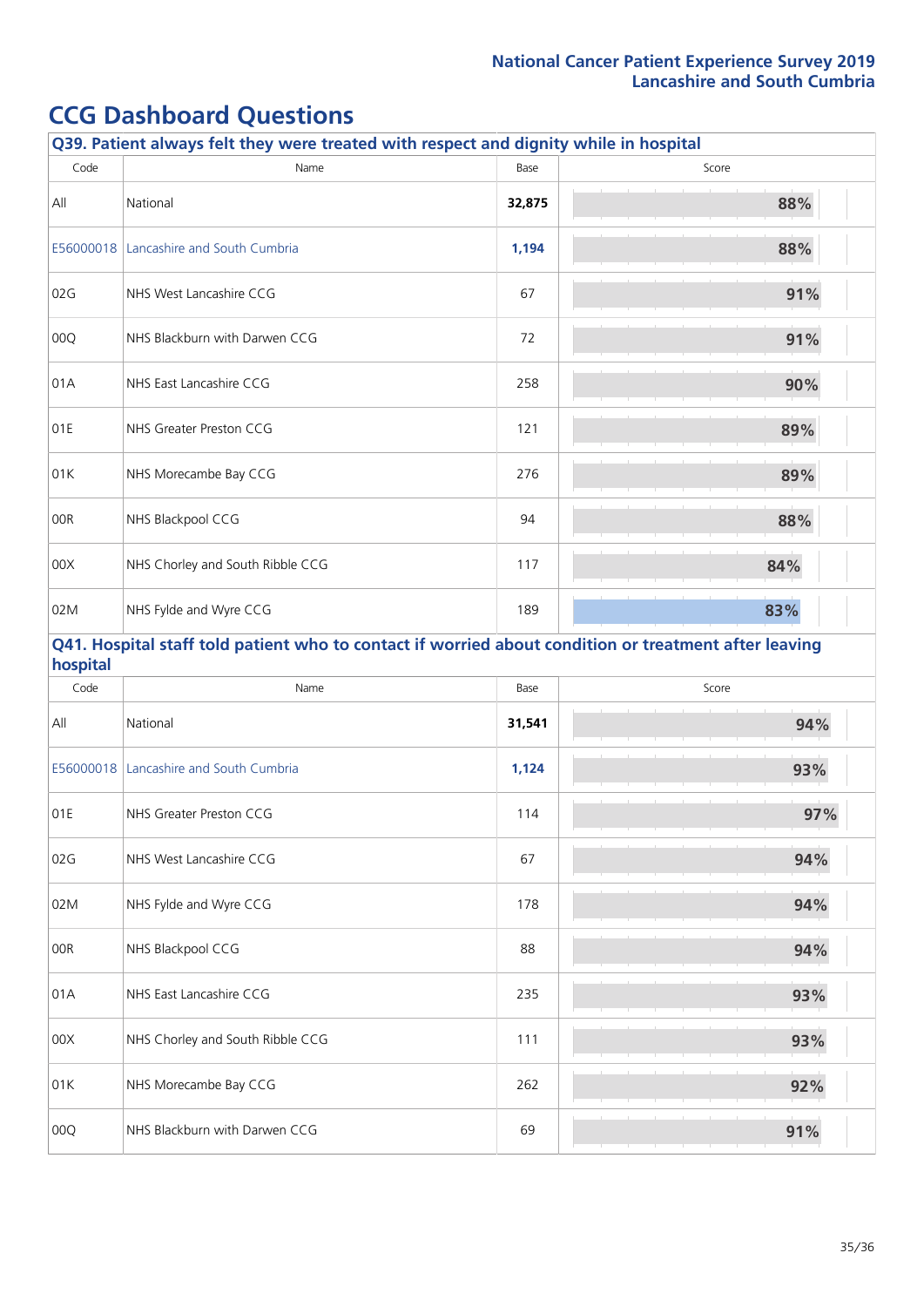# CCG Dashboard Questions

### Q39. Patient always felt they were treated with respect and dignity while in hospital

| Code | Name | Base | Score |
|---|---|---|---|
| All | National | **32,875** | 88% |
| E56000018 | Lancashire and South Cumbria | **1,194** | 88% |
| 02G | NHS West Lancashire CCG | 67 | 91% |
| 00Q | NHS Blackburn with Darwen CCG | 72 | 91% |
| 01A | NHS East Lancashire CCG | 258 | 90% |
| 01E | NHS Greater Preston CCG | 121 | 89% |
| 01K | NHS Morecambe Bay CCG | 276 | 89% |
| 00R | NHS Blackpool CCG | 94 | 88% |
| 00X | NHS Chorley and South Ribble CCG | 117 | 84% |
| 02M | NHS Fylde and Wyre CCG | 189 | 83% |

### Q41. Hospital staff told patient who to contact if worried about condition or treatment after leaving hospital

| Code | Name | Base | Score |
|---|---|---|---|
| All | National | **31,541** | 94% |
| E56000018 | Lancashire and South Cumbria | **1,124** | 93% |
| 01E | NHS Greater Preston CCG | 114 | 97% |
| 02G | NHS West Lancashire CCG | 67 | 94% |
| 02M | NHS Fylde and Wyre CCG | 178 | 94% |
| 00R | NHS Blackpool CCG | 88 | 94% |
| 01A | NHS East Lancashire CCG | 235 | 93% |
| 00X | NHS Chorley and South Ribble CCG | 111 | 93% |
| 01K | NHS Morecambe Bay CCG | 262 | 92% |
| 00Q | NHS Blackburn with Darwen CCG | 69 | 91% |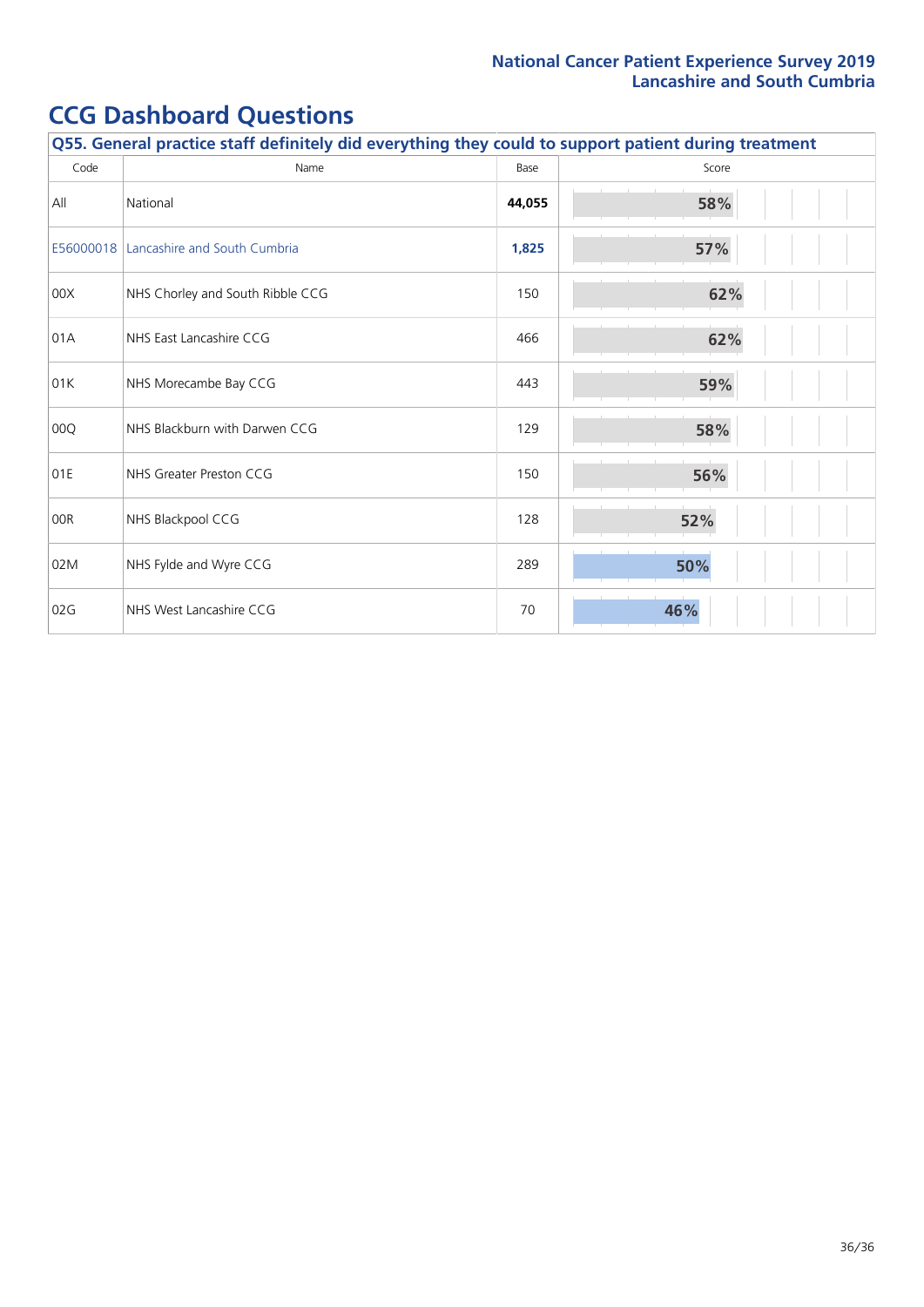# CCG Dashboard Questions

| Q55. General practice staff definitely did everything they could to support patient during treatment | | | |
|---|---|---|---|
| Code | Name | Base | Score |
| All | National | **44,055** | **58%** |
| E56000018 | Lancashire and South Cumbria | **1,825** | **57%** |
| 00X | NHS Chorley and South Ribble CCG | 150 | **62%** |
| 01A | NHS East Lancashire CCG | 466 | **62%** |
| 01K | NHS Morecambe Bay CCG | 443 | **59%** |
| 00Q | NHS Blackburn with Darwen CCG | 129 | **58%** |
| 01E | NHS Greater Preston CCG | 150 | **56%** |
| 00R | NHS Blackpool CCG | 128 | **52%** |
| 02M | NHS Fylde and Wyre CCG | 289 | **50%** |
| 02G | NHS West Lancashire CCG | 70 | **46%** |